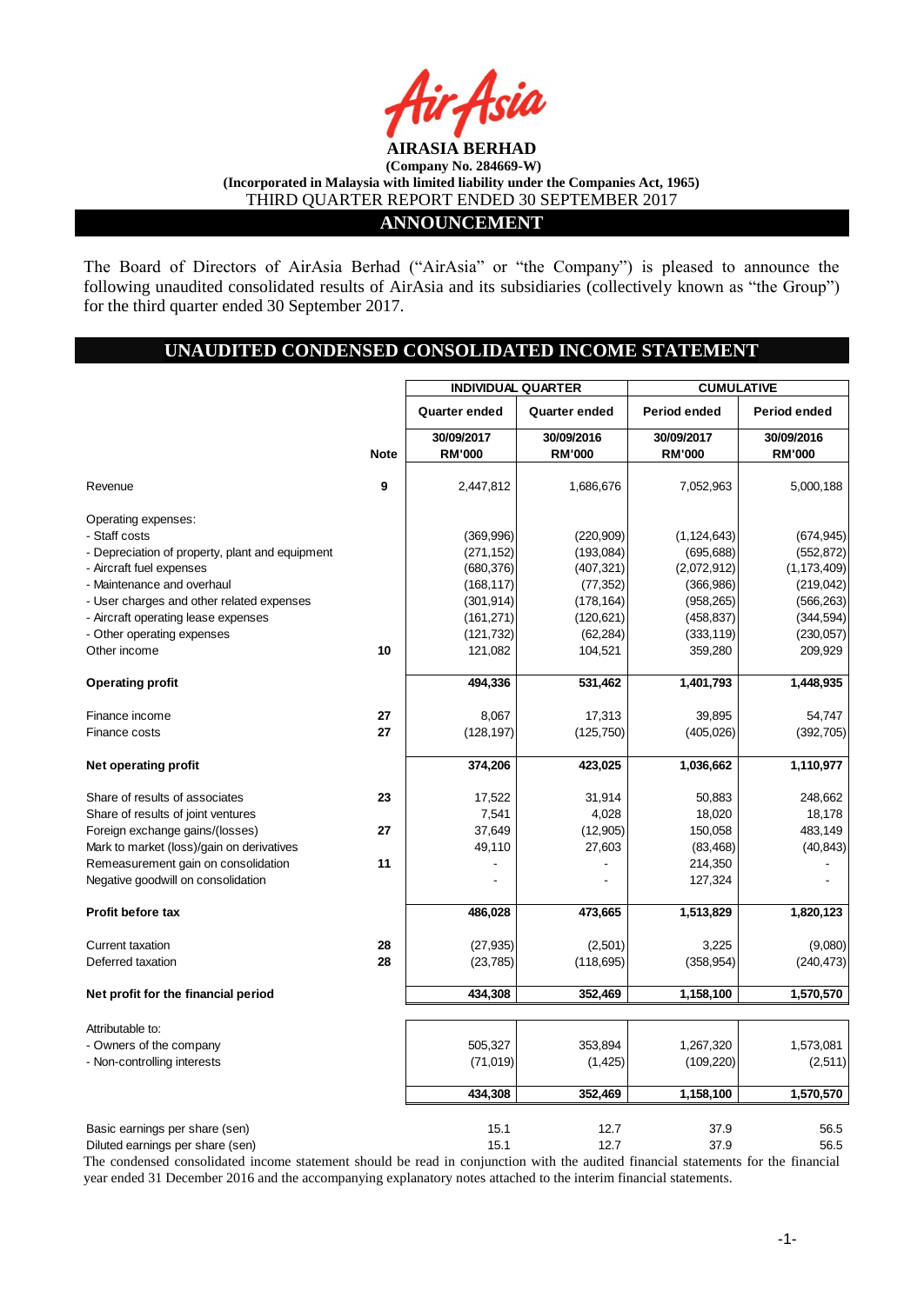**AIRASIA BERHAD**

**(Company No. 284669-W)**

**(Incorporated in Malaysia with limited liability under the Companies Act, 1965)**

THIRD QUARTER REPORT ENDED 30 SEPTEMBER 2017

## ANNOUNCEMENT

The Board of Directors of AirAsia Berhad ("AirAsia" or "the Company") is pleased to announce the following unaudited consolidated results of AirAsia and its subsidiaries (collectively known as "the Group") for the third quarter ended 30 September 2017.

## UNAUDITED CONDENSED CONSOLIDATED INCOME STATEMENT

| | | INDIVIDUAL QUARTER | | CUMULATIVE | |
|---|---|---|---|---|---|
| | | Quarter ended | Quarter ended | Period ended | Period ended |
| | Note | 30/09/2017 RM'000 | 30/09/2016 RM'000 | 30/09/2017 RM'000 | 30/09/2016 RM'000 |
| Revenue | 9 | 2,447,812 | 1,686,676 | 7,052,963 | 5,000,188 |
| Operating expenses: | | | | | |
| - Staff costs | | (369,996) | (220,909) | (1,124,643) | (674,945) |
| - Depreciation of property, plant and equipment | | (271,152) | (193,084) | (695,688) | (552,872) |
| - Aircraft fuel expenses | | (680,376) | (407,321) | (2,072,912) | (1,173,409) |
| - Maintenance and overhaul | | (168,117) | (77,352) | (366,986) | (219,042) |
| - User charges and other related expenses | | (301,914) | (178,164) | (958,265) | (566,263) |
| - Aircraft operating lease expenses | | (161,271) | (120,621) | (458,837) | (344,594) |
| - Other operating expenses | | (121,732) | (62,284) | (333,119) | (230,057) |
| Other income | 10 | 121,082 | 104,521 | 359,280 | 209,929 |
| **Operating profit** | | 494,336 | 531,462 | 1,401,793 | 1,448,935 |
| Finance income | 27 | 8,067 | 17,313 | 39,895 | 54,747 |
| Finance costs | 27 | (128,197) | (125,750) | (405,026) | (392,705) |
| **Net operating profit** | | 374,206 | 423,025 | 1,036,662 | 1,110,977 |
| Share of results of associates | 23 | 17,522 | 31,914 | 50,883 | 248,662 |
| Share of results of joint ventures | | 7,541 | 4,028 | 18,020 | 18,178 |
| Foreign exchange gains/(losses) | 27 | 37,649 | (12,905) | 150,058 | 483,149 |
| Mark to market (loss)/gain on derivatives | | 49,110 | 27,603 | (83,468) | (40,843) |
| Remeasurement gain on consolidation | 11 | - | - | 214,350 | - |
| Negative goodwill on consolidation | | - | - | 127,324 | - |
| **Profit before tax** | | 486,028 | 473,665 | 1,513,829 | 1,820,123 |
| Current taxation | 28 | (27,935) | (2,501) | 3,225 | (9,080) |
| Deferred taxation | 28 | (23,785) | (118,695) | (358,954) | (240,473) |
| **Net profit for the financial period** | | 434,308 | 352,469 | 1,158,100 | 1,570,570 |
| Attributable to: | | | | | |
| - Owners of the company | | 505,327 | 353,894 | 1,267,320 | 1,573,081 |
| - Non-controlling interests | | (71,019) | (1,425) | (109,220) | (2,511) |
| | | 434,308 | 352,469 | 1,158,100 | 1,570,570 |
| Basic earnings per share (sen) | | 15.1 | 12.7 | 37.9 | 56.5 |
| Diluted earnings per share (sen) | | 15.1 | 12.7 | 37.9 | 56.5 |

The condensed consolidated income statement should be read in conjunction with the audited financial statements for the financial year ended 31 December 2016 and the accompanying explanatory notes attached to the interim financial statements.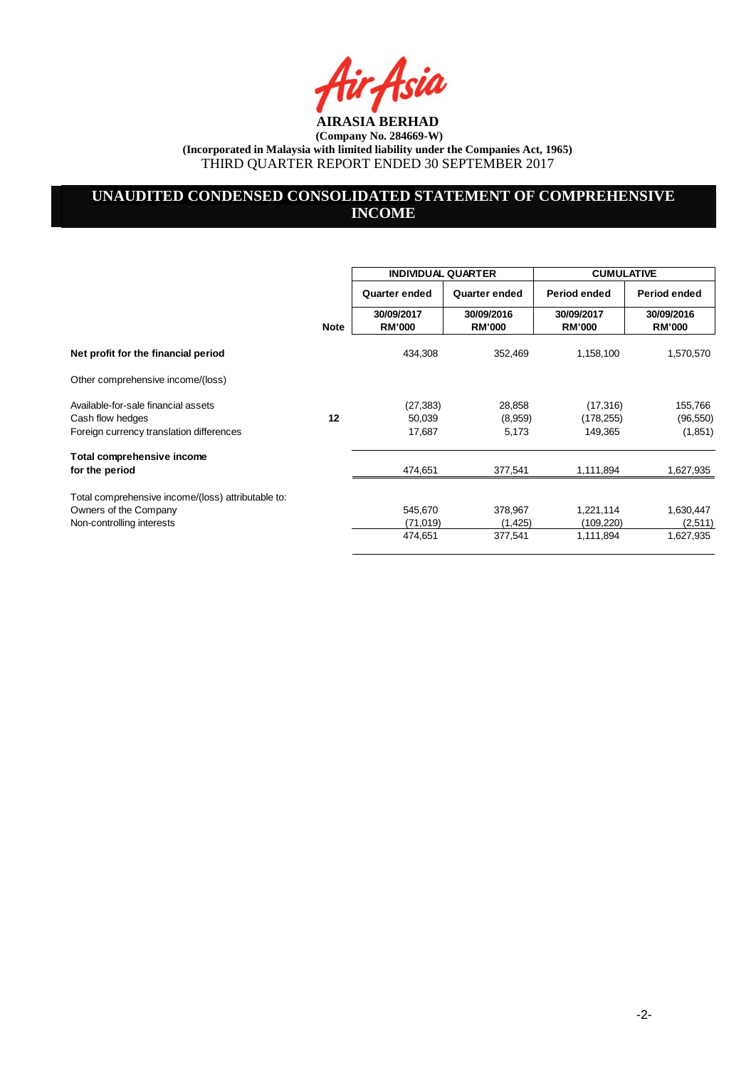**AIRASIA BERHAD**

**(Company No. 284669-W)**

**(Incorporated in Malaysia with limited liability under the Companies Act, 1965)**

THIRD QUARTER REPORT ENDED 30 SEPTEMBER 2017

## UNAUDITED CONDENSED CONSOLIDATED STATEMENT OF COMPREHENSIVE INCOME

| | | INDIVIDUAL QUARTER | | CUMULATIVE | |
|---|---|---|---|---|---|
| | | Quarter ended | Quarter ended | Period ended | Period ended |
| | Note | 30/09/2017 RM'000 | 30/09/2016 RM'000 | 30/09/2017 RM'000 | 30/09/2016 RM'000 |
| **Net profit for the financial period** | | 434,308 | 352,469 | 1,158,100 | 1,570,570 |
| Other comprehensive income/(loss) | | | | | |
| Available-for-sale financial assets | | (27,383) | 28,858 | (17,316) | 155,766 |
| Cash flow hedges | 12 | 50,039 | (8,959) | (178,255) | (96,550) |
| Foreign currency translation differences | | 17,687 | 5,173 | 149,365 | (1,851) |
| **Total comprehensive income for the period** | | 474,651 | 377,541 | 1,111,894 | 1,627,935 |
| Total comprehensive income/(loss) attributable to: | | | | | |
| Owners of the Company | | 545,670 | 378,967 | 1,221,114 | 1,630,447 |
| Non-controlling interests | | (71,019) | (1,425) | (109,220) | (2,511) |
| | | 474,651 | 377,541 | 1,111,894 | 1,627,935 |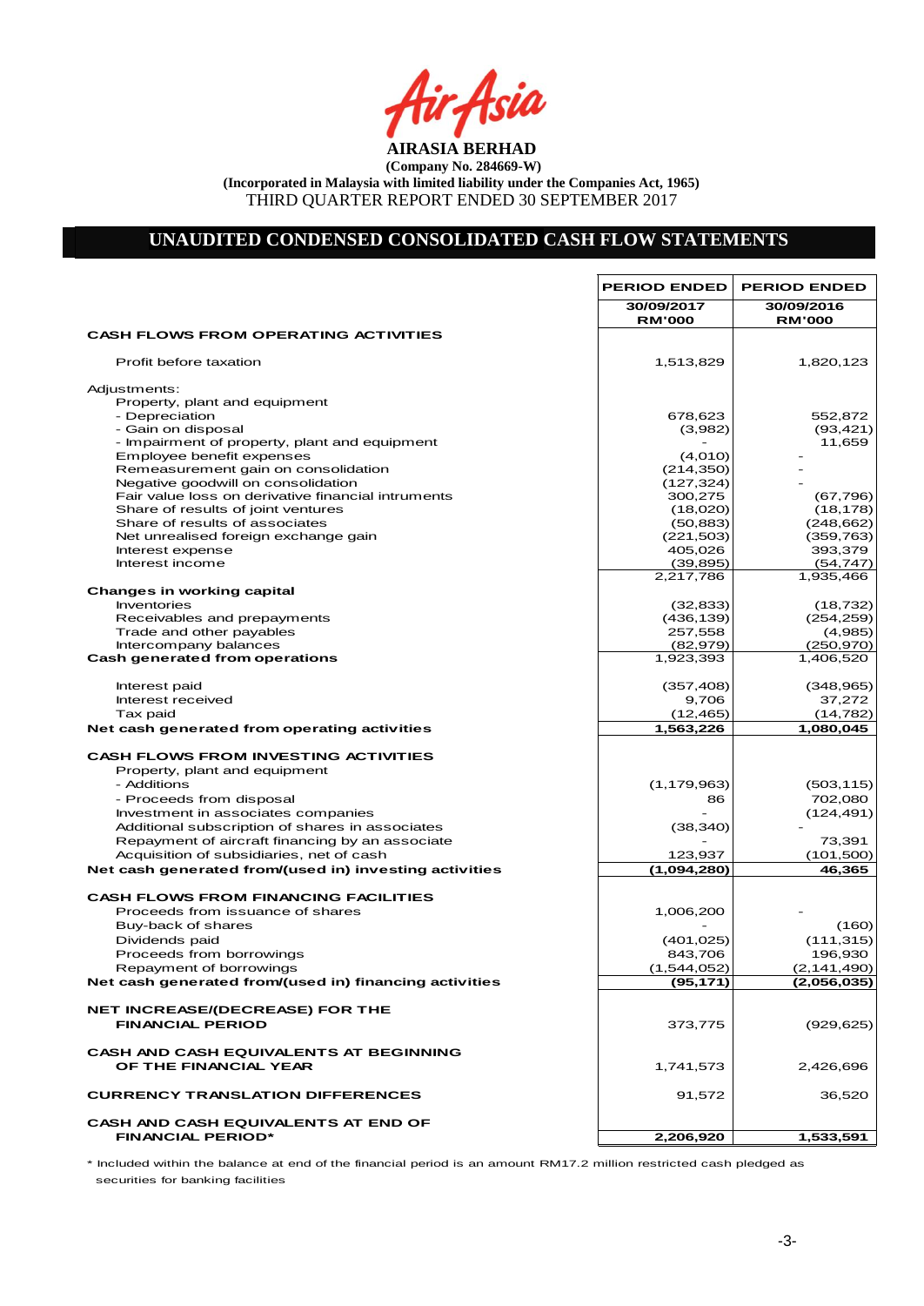**AIRASIA BERHAD**

**(Company No. 284669-W)**

**(Incorporated in Malaysia with limited liability under the Companies Act, 1965)**

THIRD QUARTER REPORT ENDED 30 SEPTEMBER 2017

## UNAUDITED CONDENSED CONSOLIDATED CASH FLOW STATEMENTS

| | PERIOD ENDED 30/09/2017 RM'000 | PERIOD ENDED 30/09/2016 RM'000 |
|---|---|---|
| **CASH FLOWS FROM OPERATING ACTIVITIES** | | |
| Profit before taxation | 1,513,829 | 1,820,123 |
| Adjustments: | | |
| Property, plant and equipment | | |
| - Depreciation | 678,623 | 552,872 |
| - Gain on disposal | (3,982) | (93,421) |
| - Impairment of property, plant and equipment | - | 11,659 |
| Employee benefit expenses | (4,010) | - |
| Remeasurement gain on consolidation | (214,350) | - |
| Negative goodwill on consolidation | (127,324) | - |
| Fair value loss on derivative financial intruments | 300,275 | (67,796) |
| Share of results of joint ventures | (18,020) | (18,178) |
| Share of results of associates | (50,883) | (248,662) |
| Net unrealised foreign exchange gain | (221,503) | (359,763) |
| Interest expense | 405,026 | 393,379 |
| Interest income | (39,895) | (54,747) |
| | 2,217,786 | 1,935,466 |
| **Changes in working capital** | | |
| Inventories | (32,833) | (18,732) |
| Receivables and prepayments | (436,139) | (254,259) |
| Trade and other payables | 257,558 | (4,985) |
| Intercompany balances | (82,979) | (250,970) |
| **Cash generated from operations** | 1,923,393 | 1,406,520 |
| Interest paid | (357,408) | (348,965) |
| Interest received | 9,706 | 37,272 |
| Tax paid | (12,465) | (14,782) |
| **Net cash generated from operating activities** | **1,563,226** | **1,080,045** |
| **CASH FLOWS FROM INVESTING ACTIVITIES** | | |
| Property, plant and equipment | | |
| - Additions | (1,179,963) | (503,115) |
| - Proceeds from disposal | 86 | 702,080 |
| Investment in associates companies | - | (124,491) |
| Additional subscription of shares in associates | (38,340) | - |
| Repayment of aircraft financing by an associate | - | 73,391 |
| Acquisition of subsidiaries, net of cash | 123,937 | (101,500) |
| **Net cash generated from/(used in) investing activities** | **(1,094,280)** | **46,365** |
| **CASH FLOWS FROM FINANCING FACILITIES** | | |
| Proceeds from issuance of shares | 1,006,200 | - |
| Buy-back of shares | - | (160) |
| Dividends paid | (401,025) | (111,315) |
| Proceeds from borrowings | 843,706 | 196,930 |
| Repayment of borrowings | (1,544,052) | (2,141,490) |
| **Net cash generated from/(used in) financing activities** | **(95,171)** | **(2,056,035)** |
| **NET INCREASE/(DECREASE) FOR THE FINANCIAL PERIOD** | 373,775 | (929,625) |
| **CASH AND CASH EQUIVALENTS AT BEGINNING OF THE FINANCIAL YEAR** | 1,741,573 | 2,426,696 |
| **CURRENCY TRANSLATION DIFFERENCES** | 91,572 | 36,520 |
| **CASH AND CASH EQUIVALENTS AT END OF FINANCIAL PERIOD*** | **2,206,920** | **1,533,591** |

\* Included within the balance at end of the financial period is an amount RM17.2 million restricted cash pledged as securities for banking facilities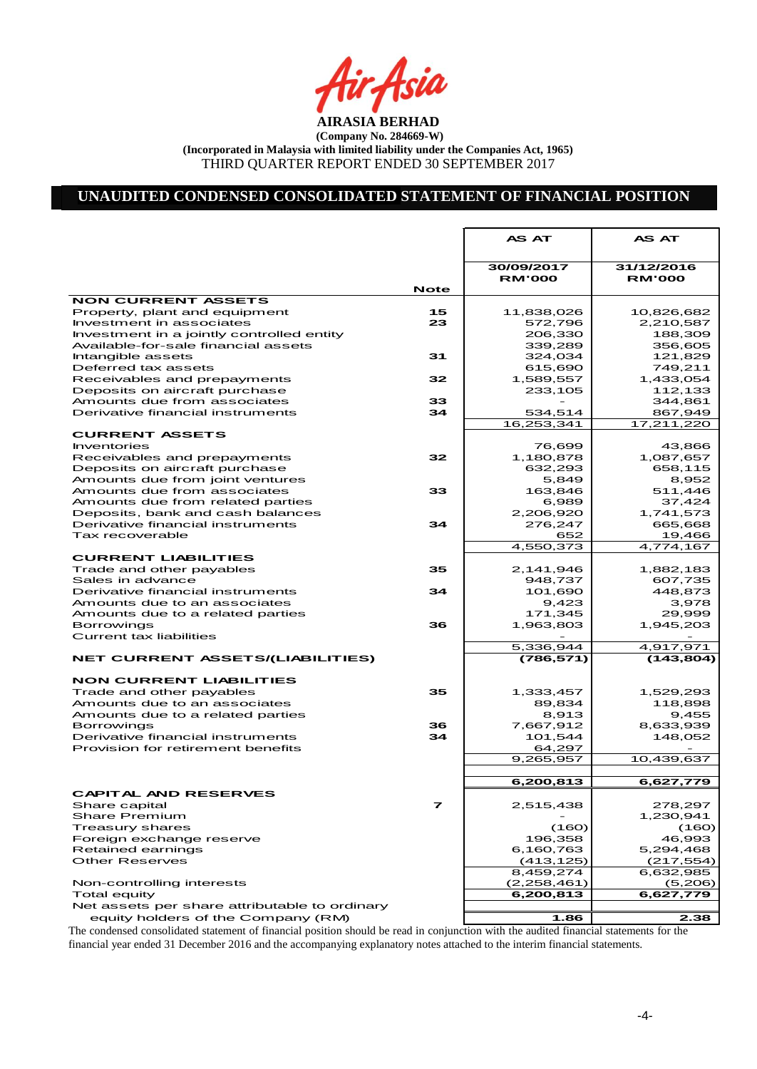**AIRASIA BERHAD**

**(Company No. 284669-W)**

**(Incorporated in Malaysia with limited liability under the Companies Act, 1965)**

THIRD QUARTER REPORT ENDED 30 SEPTEMBER 2017

## UNAUDITED CONDENSED CONSOLIDATED STATEMENT OF FINANCIAL POSITION

| | Note | AS AT 30/09/2017 RM'000 | AS AT 31/12/2016 RM'000 |
|---|---|---|---|
| **NON CURRENT ASSETS** | | | |
| Property, plant and equipment | 15 | 11,838,026 | 10,826,682 |
| Investment in associates | 23 | 572,796 | 2,210,587 |
| Investment in a jointly controlled entity | | 206,330 | 188,309 |
| Available-for-sale financial assets | | 339,289 | 356,605 |
| Intangible assets | 31 | 324,034 | 121,829 |
| Deferred tax assets | | 615,690 | 749,211 |
| Receivables and prepayments | 32 | 1,589,557 | 1,433,054 |
| Deposits on aircraft purchase | | 233,105 | 112,133 |
| Amounts due from associates | 33 | - | 344,861 |
| Derivative financial instruments | 34 | 534,514 | 867,949 |
| | | 16,253,341 | 17,211,220 |
| **CURRENT ASSETS** | | | |
| Inventories | | 76,699 | 43,866 |
| Receivables and prepayments | 32 | 1,180,878 | 1,087,657 |
| Deposits on aircraft purchase | | 632,293 | 658,115 |
| Amounts due from joint ventures | | 5,849 | 8,952 |
| Amounts due from associates | 33 | 163,846 | 511,446 |
| Amounts due from related parties | | 6,989 | 37,424 |
| Deposits, bank and cash balances | | 2,206,920 | 1,741,573 |
| Derivative financial instruments | 34 | 276,247 | 665,668 |
| Tax recoverable | | 652 | 19,466 |
| | | 4,550,373 | 4,774,167 |
| **CURRENT LIABILITIES** | | | |
| Trade and other payables | 35 | 2,141,946 | 1,882,183 |
| Sales in advance | | 948,737 | 607,735 |
| Derivative financial instruments | 34 | 101,690 | 448,873 |
| Amounts due to an associates | | 9,423 | 3,978 |
| Amounts due to a related parties | | 171,345 | 29,999 |
| Borrowings | 36 | 1,963,803 | 1,945,203 |
| Current tax liabilities | | - | - |
| | | 5,336,944 | 4,917,971 |
| **NET CURRENT ASSETS/(LIABILITIES)** | | **(786,571)** | **(143,804)** |
| **NON CURRENT LIABILITIES** | | | |
| Trade and other payables | 35 | 1,333,457 | 1,529,293 |
| Amounts due to an associates | | 89,834 | 118,898 |
| Amounts due to a related parties | | 8,913 | 9,455 |
| Borrowings | 36 | 7,667,912 | 8,633,939 |
| Derivative financial instruments | 34 | 101,544 | 148,052 |
| Provision for retirement benefits | | 64,297 | - |
| | | 9,265,957 | 10,439,637 |
| | | **6,200,813** | **6,627,779** |
| **CAPITAL AND RESERVES** | | | |
| Share capital | 7 | 2,515,438 | 278,297 |
| Share Premium | | - | 1,230,941 |
| Treasury shares | | (160) | (160) |
| Foreign exchange reserve | | 196,358 | 46,993 |
| Retained earnings | | 6,160,763 | 5,294,468 |
| Other Reserves | | (413,125) | (217,554) |
| | | 8,459,274 | 6,632,985 |
| Non-controlling interests | | (2,258,461) | (5,206) |
| Total equity | | **6,200,813** | **6,627,779** |
| Net assets per share attributable to ordinary equity holders of the Company (RM) | | **1.86** | **2.38** |

The condensed consolidated statement of financial position should be read in conjunction with the audited financial statements for the financial year ended 31 December 2016 and the accompanying explanatory notes attached to the interim financial statements.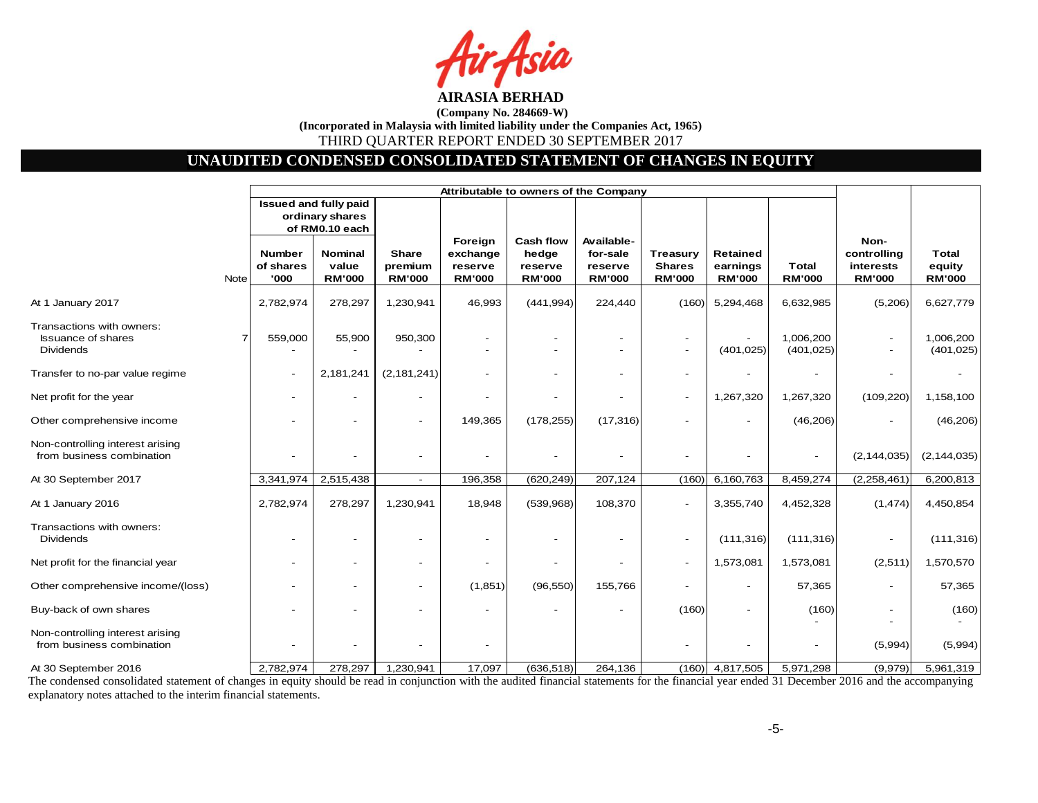**AIRASIA BERHAD**

**(Company No. 284669-W)**

**(Incorporated in Malaysia with limited liability under the Companies Act, 1965)**

THIRD QUARTER REPORT ENDED 30 SEPTEMBER 2017

## UNAUDITED CONDENSED CONSOLIDATED STATEMENT OF CHANGES IN EQUITY

| | | Attributable to owners of the Company | | | | | | | | | | |
|---|---|---|---|---|---|---|---|---|---|---|---|---|
| | | Issued and fully paid ordinary shares of RM0.10 each | | | | | | | | | | |
| | Note | Number of shares '000 | Nominal value RM'000 | Share premium RM'000 | Foreign exchange reserve RM'000 | Cash flow hedge reserve RM'000 | Available-for-sale reserve RM'000 | Treasury Shares RM'000 | Retained earnings RM'000 | Total RM'000 | Non-controlling interests RM'000 | Total equity RM'000 |
| At 1 January 2017 | | 2,782,974 | 278,297 | 1,230,941 | 46,993 | (441,994) | 224,440 | (160) | 5,294,468 | 6,632,985 | (5,206) | 6,627,779 |
| Transactions with owners: | | | | | | | | | | | | |
| Issuance of shares | 7 | 559,000 | 55,900 | 950,300 | - | - | - | - | - | 1,006,200 | - | 1,006,200 |
| Dividends | | - | - | - | - | - | - | - | (401,025) | (401,025) | - | (401,025) |
| Transfer to no-par value regime | | - | 2,181,241 | (2,181,241) | - | - | - | - | - | - | - | - |
| Net profit for the year | | - | - | - | - | - | - | - | 1,267,320 | 1,267,320 | (109,220) | 1,158,100 |
| Other comprehensive income | | - | - | - | 149,365 | (178,255) | (17,316) | - | - | (46,206) | - | (46,206) |
| Non-controlling interest arising from business combination | | - | - | - | - | - | - | - | - | - | (2,144,035) | (2,144,035) |
| At 30 September 2017 | | 3,341,974 | 2,515,438 | - | 196,358 | (620,249) | 207,124 | (160) | 6,160,763 | 8,459,274 | (2,258,461) | 6,200,813 |
| At 1 January 2016 | | 2,782,974 | 278,297 | 1,230,941 | 18,948 | (539,968) | 108,370 | - | 3,355,740 | 4,452,328 | (1,474) | 4,450,854 |
| Transactions with owners: | | | | | | | | | | | | |
| Dividends | | - | - | - | - | - | - | - | (111,316) | (111,316) | - | (111,316) |
| Net profit for the financial year | | - | - | - | - | - | - | - | 1,573,081 | 1,573,081 | (2,511) | 1,570,570 |
| Other comprehensive income/(loss) | | - | - | - | (1,851) | (96,550) | 155,766 | - | - | 57,365 | - | 57,365 |
| Buy-back of own shares | | - | - | - | - | - | - | (160) | - | (160) | - | (160) |
| Non-controlling interest arising from business combination | | - | - | - | - | | | - | - | - | (5,994) | (5,994) |
| At 30 September 2016 | | 2,782,974 | 278,297 | 1,230,941 | 17,097 | (636,518) | 264,136 | (160) | 4,817,505 | 5,971,298 | (9,979) | 5,961,319 |

The condensed consolidated statement of changes in equity should be read in conjunction with the audited financial statements for the financial year ended 31 December 2016 and the accompanying explanatory notes attached to the interim financial statements.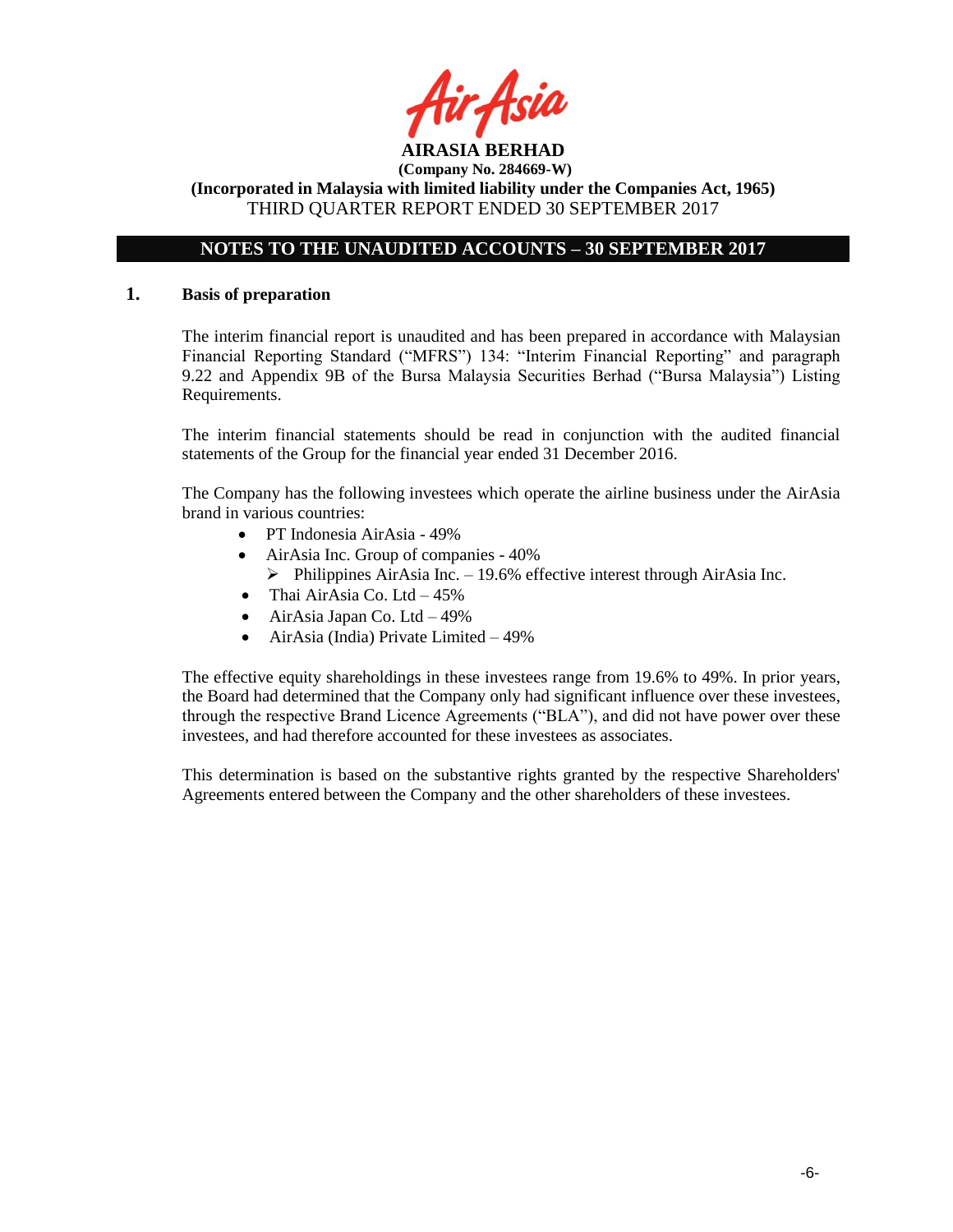**AIRASIA BERHAD**
**(Company No. 284669-W)**
**(Incorporated in Malaysia with limited liability under the Companies Act, 1965)**
THIRD QUARTER REPORT ENDED 30 SEPTEMBER 2017

## NOTES TO THE UNAUDITED ACCOUNTS – 30 SEPTEMBER 2017

### 1. Basis of preparation

The interim financial report is unaudited and has been prepared in accordance with Malaysian Financial Reporting Standard ("MFRS") 134: "Interim Financial Reporting" and paragraph 9.22 and Appendix 9B of the Bursa Malaysia Securities Berhad ("Bursa Malaysia") Listing Requirements.

The interim financial statements should be read in conjunction with the audited financial statements of the Group for the financial year ended 31 December 2016.

The Company has the following investees which operate the airline business under the AirAsia brand in various countries:

- PT Indonesia AirAsia - 49%
- AirAsia Inc. Group of companies - 40%
  - Philippines AirAsia Inc. – 19.6% effective interest through AirAsia Inc.
- Thai AirAsia Co. Ltd – 45%
- AirAsia Japan Co. Ltd – 49%
- AirAsia (India) Private Limited – 49%

The effective equity shareholdings in these investees range from 19.6% to 49%. In prior years, the Board had determined that the Company only had significant influence over these investees, through the respective Brand Licence Agreements ("BLA"), and did not have power over these investees, and had therefore accounted for these investees as associates.

This determination is based on the substantive rights granted by the respective Shareholders' Agreements entered between the Company and the other shareholders of these investees.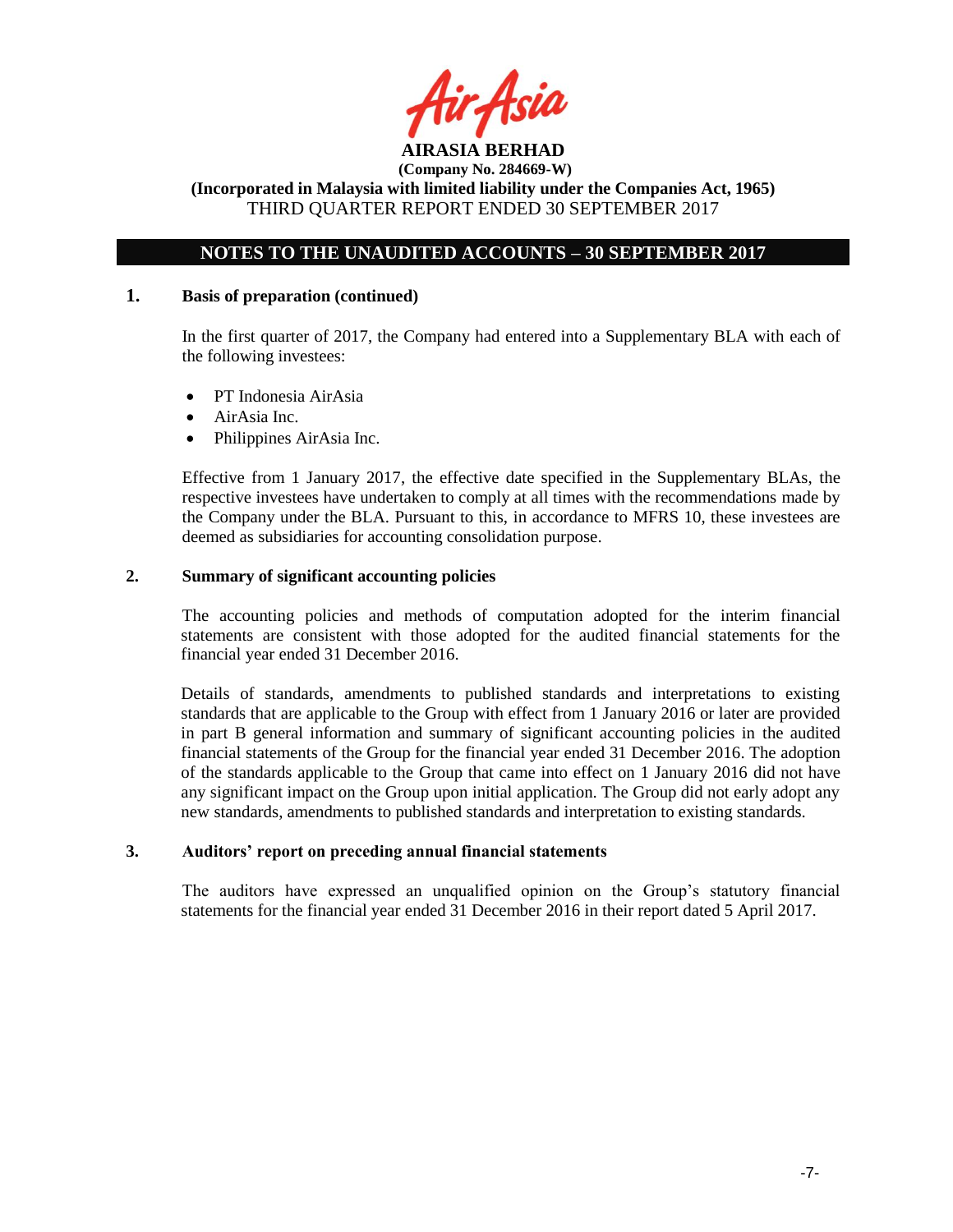## NOTES TO THE UNAUDITED ACCOUNTS – 30 SEPTEMBER 2017

### 1. Basis of preparation (continued)

In the first quarter of 2017, the Company had entered into a Supplementary BLA with each of the following investees:

- PT Indonesia AirAsia
- AirAsia Inc.
- Philippines AirAsia Inc.

Effective from 1 January 2017, the effective date specified in the Supplementary BLAs, the respective investees have undertaken to comply at all times with the recommendations made by the Company under the BLA. Pursuant to this, in accordance to MFRS 10, these investees are deemed as subsidiaries for accounting consolidation purpose.

### 2. Summary of significant accounting policies

The accounting policies and methods of computation adopted for the interim financial statements are consistent with those adopted for the audited financial statements for the financial year ended 31 December 2016.

Details of standards, amendments to published standards and interpretations to existing standards that are applicable to the Group with effect from 1 January 2016 or later are provided in part B general information and summary of significant accounting policies in the audited financial statements of the Group for the financial year ended 31 December 2016. The adoption of the standards applicable to the Group that came into effect on 1 January 2016 did not have any significant impact on the Group upon initial application. The Group did not early adopt any new standards, amendments to published standards and interpretation to existing standards.

### 3. Auditors' report on preceding annual financial statements

The auditors have expressed an unqualified opinion on the Group's statutory financial statements for the financial year ended 31 December 2016 in their report dated 5 April 2017.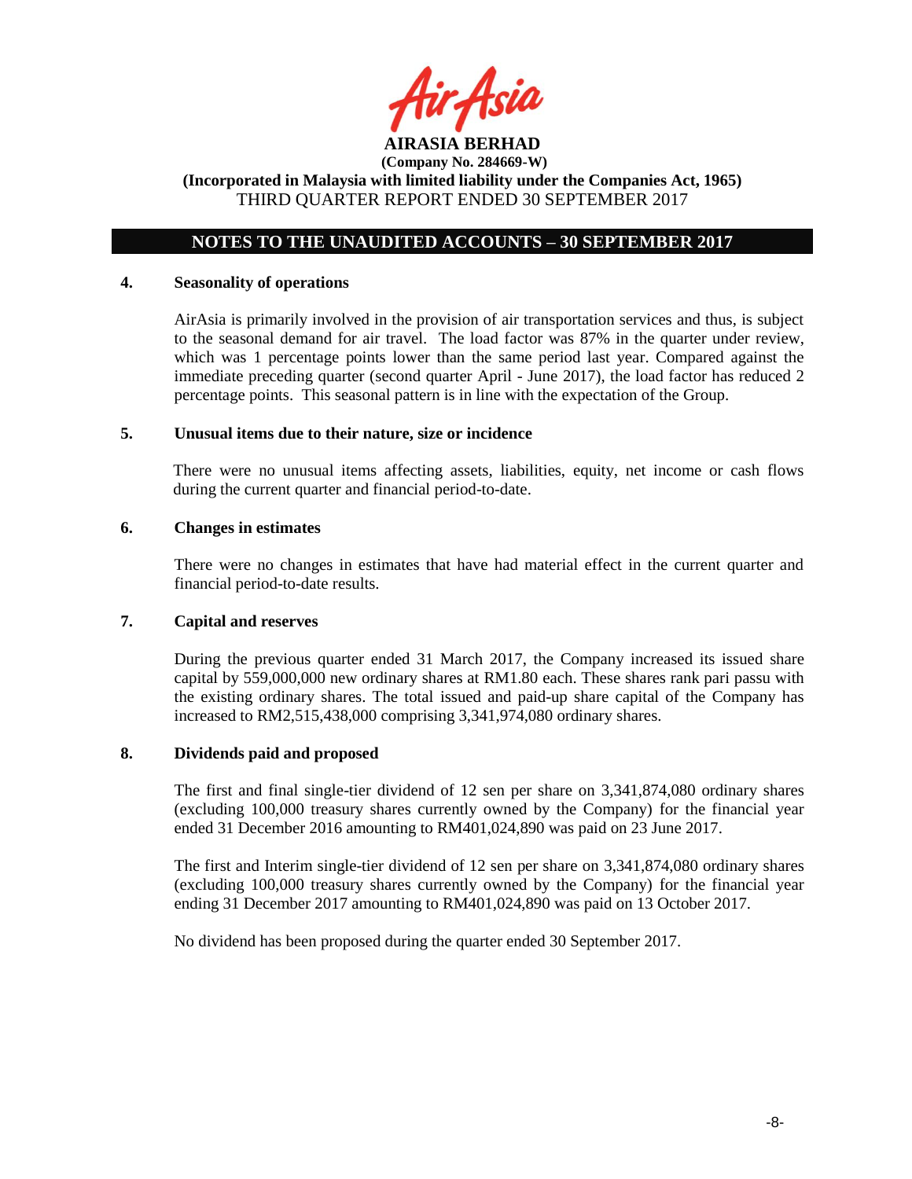**AIRASIA BERHAD**
**(Company No. 284669-W)**
**(Incorporated in Malaysia with limited liability under the Companies Act, 1965)**
THIRD QUARTER REPORT ENDED 30 SEPTEMBER 2017

## NOTES TO THE UNAUDITED ACCOUNTS – 30 SEPTEMBER 2017

### 4. Seasonality of operations

AirAsia is primarily involved in the provision of air transportation services and thus, is subject to the seasonal demand for air travel. The load factor was 87% in the quarter under review, which was 1 percentage points lower than the same period last year. Compared against the immediate preceding quarter (second quarter April - June 2017), the load factor has reduced 2 percentage points. This seasonal pattern is in line with the expectation of the Group.

### 5. Unusual items due to their nature, size or incidence

There were no unusual items affecting assets, liabilities, equity, net income or cash flows during the current quarter and financial period-to-date.

### 6. Changes in estimates

There were no changes in estimates that have had material effect in the current quarter and financial period-to-date results.

### 7. Capital and reserves

During the previous quarter ended 31 March 2017, the Company increased its issued share capital by 559,000,000 new ordinary shares at RM1.80 each. These shares rank pari passu with the existing ordinary shares. The total issued and paid-up share capital of the Company has increased to RM2,515,438,000 comprising 3,341,974,080 ordinary shares.

### 8. Dividends paid and proposed

The first and final single-tier dividend of 12 sen per share on 3,341,874,080 ordinary shares (excluding 100,000 treasury shares currently owned by the Company) for the financial year ended 31 December 2016 amounting to RM401,024,890 was paid on 23 June 2017.

The first and Interim single-tier dividend of 12 sen per share on 3,341,874,080 ordinary shares (excluding 100,000 treasury shares currently owned by the Company) for the financial year ending 31 December 2017 amounting to RM401,024,890 was paid on 13 October 2017.

No dividend has been proposed during the quarter ended 30 September 2017.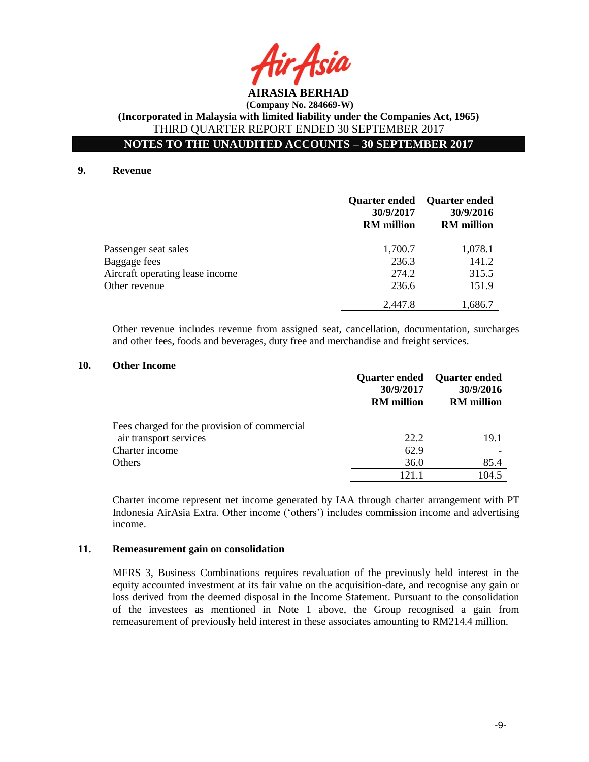## 9. Revenue

| | Quarter ended 30/9/2017 RM million | Quarter ended 30/9/2016 RM million |
|---|---|---|
| Passenger seat sales | 1,700.7 | 1,078.1 |
| Baggage fees | 236.3 | 141.2 |
| Aircraft operating lease income | 274.2 | 315.5 |
| Other revenue | 236.6 | 151.9 |
| | 2,447.8 | 1,686.7 |

Other revenue includes revenue from assigned seat, cancellation, documentation, surcharges and other fees, foods and beverages, duty free and merchandise and freight services.

## 10. Other Income

| | Quarter ended 30/9/2017 RM million | Quarter ended 30/9/2016 RM million |
|---|---|---|
| Fees charged for the provision of commercial air transport services | 22.2 | 19.1 |
| Charter income | 62.9 | - |
| Others | 36.0 | 85.4 |
| | 121.1 | 104.5 |

Charter income represent net income generated by IAA through charter arrangement with PT Indonesia AirAsia Extra. Other income ('others') includes commission income and advertising income.

## 11. Remeasurement gain on consolidation

MFRS 3, Business Combinations requires revaluation of the previously held interest in the equity accounted investment at its fair value on the acquisition-date, and recognise any gain or loss derived from the deemed disposal in the Income Statement. Pursuant to the consolidation of the investees as mentioned in Note 1 above, the Group recognised a gain from remeasurement of previously held interest in these associates amounting to RM214.4 million.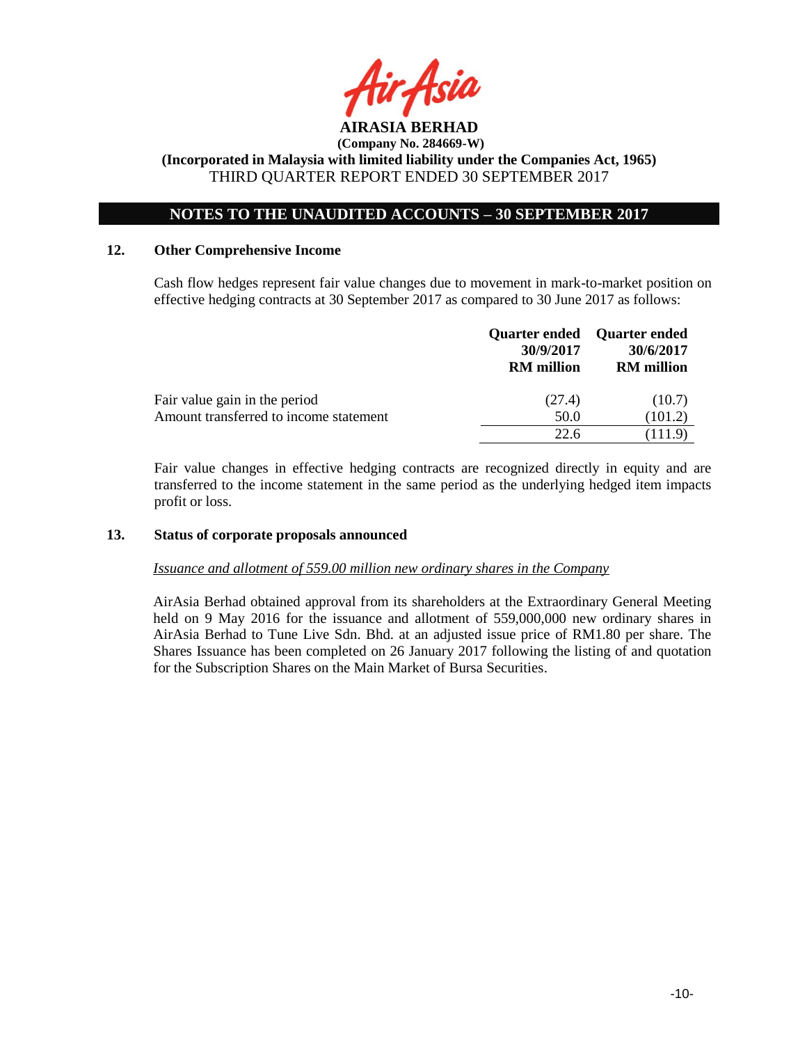**AIRASIA BERHAD**

**(Company No. 284669-W)**

**(Incorporated in Malaysia with limited liability under the Companies Act, 1965)**

THIRD QUARTER REPORT ENDED 30 SEPTEMBER 2017

## NOTES TO THE UNAUDITED ACCOUNTS – 30 SEPTEMBER 2017

### 12. Other Comprehensive Income

Cash flow hedges represent fair value changes due to movement in mark-to-market position on effective hedging contracts at 30 September 2017 as compared to 30 June 2017 as follows:

| | Quarter ended 30/9/2017 RM million | Quarter ended 30/6/2017 RM million |
|---|---|---|
| Fair value gain in the period | (27.4) | (10.7) |
| Amount transferred to income statement | 50.0 | (101.2) |
| | 22.6 | (111.9) |

Fair value changes in effective hedging contracts are recognized directly in equity and are transferred to the income statement in the same period as the underlying hedged item impacts profit or loss.

### 13. Status of corporate proposals announced

*Issuance and allotment of 559.00 million new ordinary shares in the Company*

AirAsia Berhad obtained approval from its shareholders at the Extraordinary General Meeting held on 9 May 2016 for the issuance and allotment of 559,000,000 new ordinary shares in AirAsia Berhad to Tune Live Sdn. Bhd. at an adjusted issue price of RM1.80 per share. The Shares Issuance has been completed on 26 January 2017 following the listing of and quotation for the Subscription Shares on the Main Market of Bursa Securities.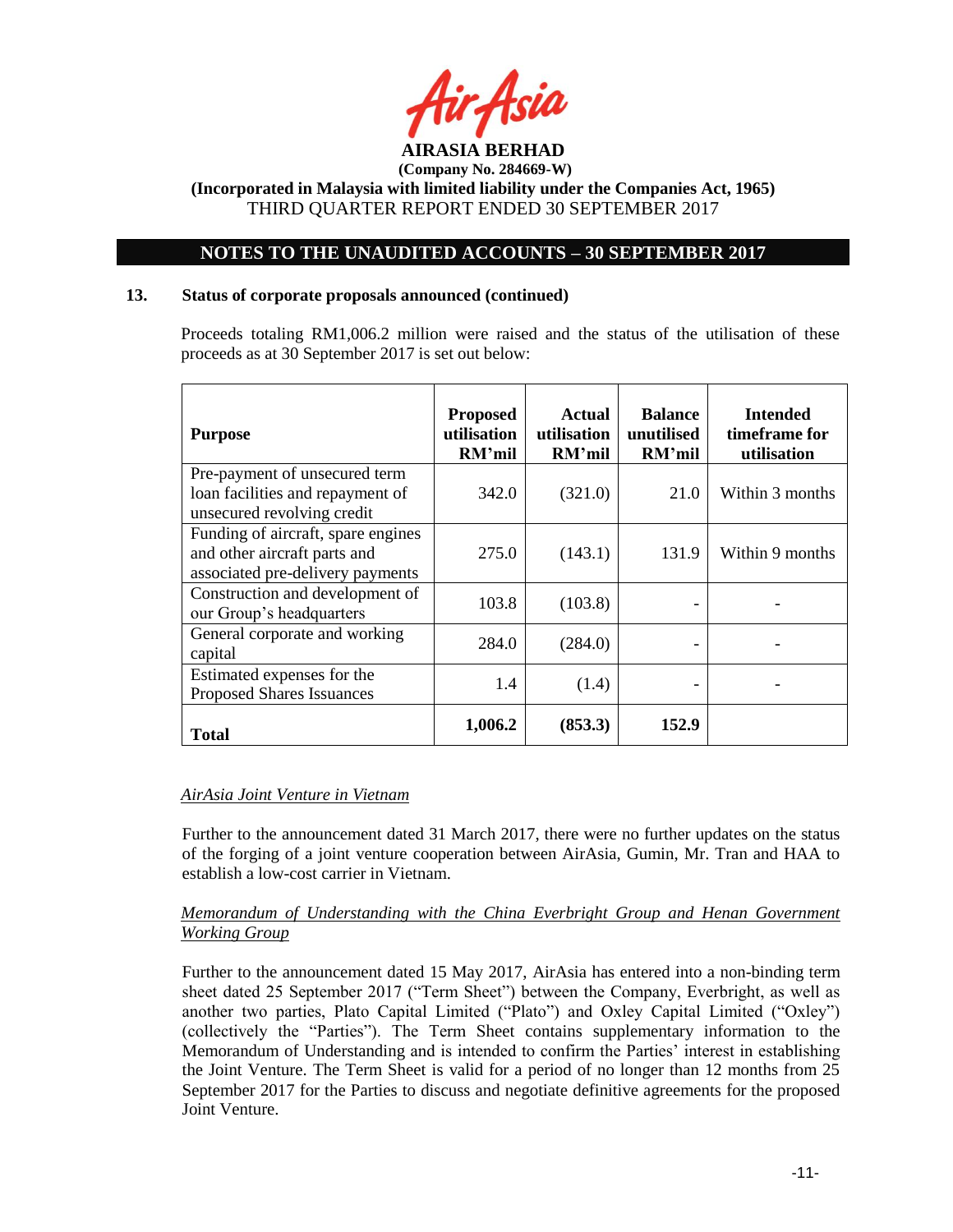## 13. Status of corporate proposals announced (continued)

Proceeds totaling RM1,006.2 million were raised and the status of the utilisation of these proceeds as at 30 September 2017 is set out below:

| Purpose | Proposed utilisation RM'mil | Actual utilisation RM'mil | Balance unutilised RM'mil | Intended timeframe for utilisation |
|---|---|---|---|---|
| Pre-payment of unsecured term loan facilities and repayment of unsecured revolving credit | 342.0 | (321.0) | 21.0 | Within 3 months |
| Funding of aircraft, spare engines and other aircraft parts and associated pre-delivery payments | 275.0 | (143.1) | 131.9 | Within 9 months |
| Construction and development of our Group's headquarters | 103.8 | (103.8) | - | - |
| General corporate and working capital | 284.0 | (284.0) | - | - |
| Estimated expenses for the Proposed Shares Issuances | 1.4 | (1.4) | - | - |
| **Total** | **1,006.2** | **(853.3)** | **152.9** | |

*AirAsia Joint Venture in Vietnam*

Further to the announcement dated 31 March 2017, there were no further updates on the status of the forging of a joint venture cooperation between AirAsia, Gumin, Mr. Tran and HAA to establish a low-cost carrier in Vietnam.

*Memorandum of Understanding with the China Everbright Group and Henan Government Working Group*

Further to the announcement dated 15 May 2017, AirAsia has entered into a non-binding term sheet dated 25 September 2017 ("Term Sheet") between the Company, Everbright, as well as another two parties, Plato Capital Limited ("Plato") and Oxley Capital Limited ("Oxley") (collectively the "Parties"). The Term Sheet contains supplementary information to the Memorandum of Understanding and is intended to confirm the Parties' interest in establishing the Joint Venture. The Term Sheet is valid for a period of no longer than 12 months from 25 September 2017 for the Parties to discuss and negotiate definitive agreements for the proposed Joint Venture.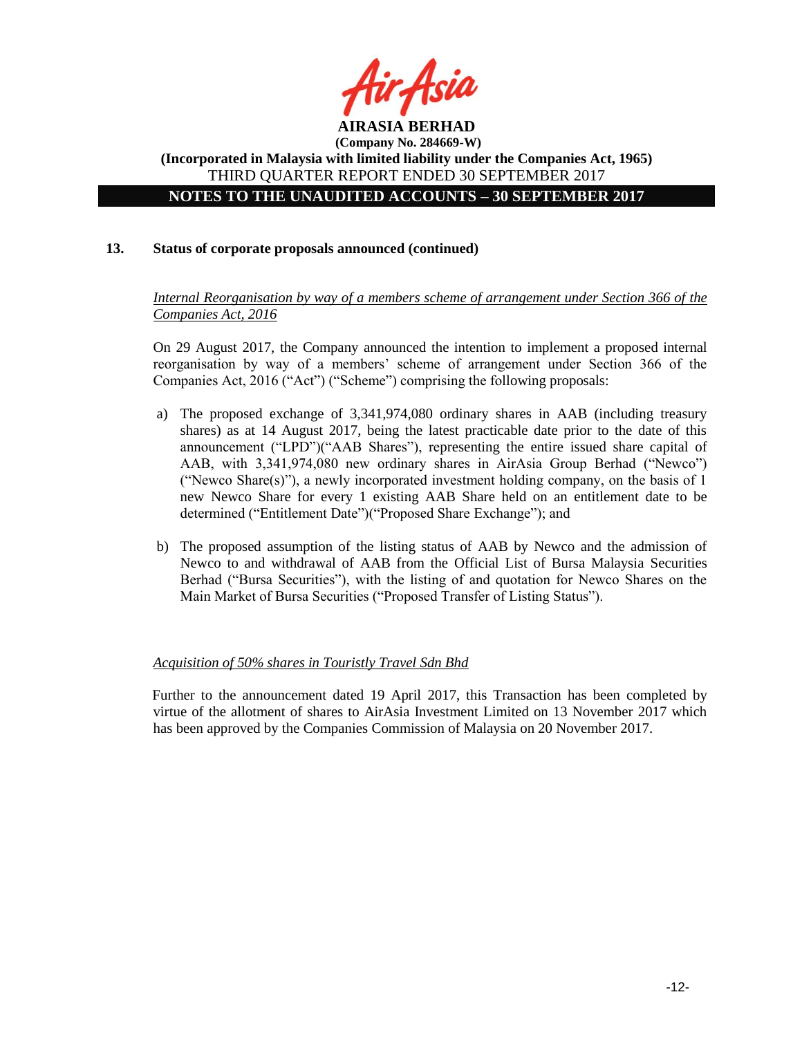## 13. Status of corporate proposals announced (continued)

*Internal Reorganisation by way of a members scheme of arrangement under Section 366 of the Companies Act, 2016*

On 29 August 2017, the Company announced the intention to implement a proposed internal reorganisation by way of a members' scheme of arrangement under Section 366 of the Companies Act, 2016 ("Act") ("Scheme") comprising the following proposals:

a) The proposed exchange of 3,341,974,080 ordinary shares in AAB (including treasury shares) as at 14 August 2017, being the latest practicable date prior to the date of this announcement ("LPD")("AAB Shares"), representing the entire issued share capital of AAB, with 3,341,974,080 new ordinary shares in AirAsia Group Berhad ("Newco") ("Newco Share(s)"), a newly incorporated investment holding company, on the basis of 1 new Newco Share for every 1 existing AAB Share held on an entitlement date to be determined ("Entitlement Date")("Proposed Share Exchange"); and

b) The proposed assumption of the listing status of AAB by Newco and the admission of Newco to and withdrawal of AAB from the Official List of Bursa Malaysia Securities Berhad ("Bursa Securities"), with the listing of and quotation for Newco Shares on the Main Market of Bursa Securities ("Proposed Transfer of Listing Status").

*Acquisition of 50% shares in Touristly Travel Sdn Bhd*

Further to the announcement dated 19 April 2017, this Transaction has been completed by virtue of the allotment of shares to AirAsia Investment Limited on 13 November 2017 which has been approved by the Companies Commission of Malaysia on 20 November 2017.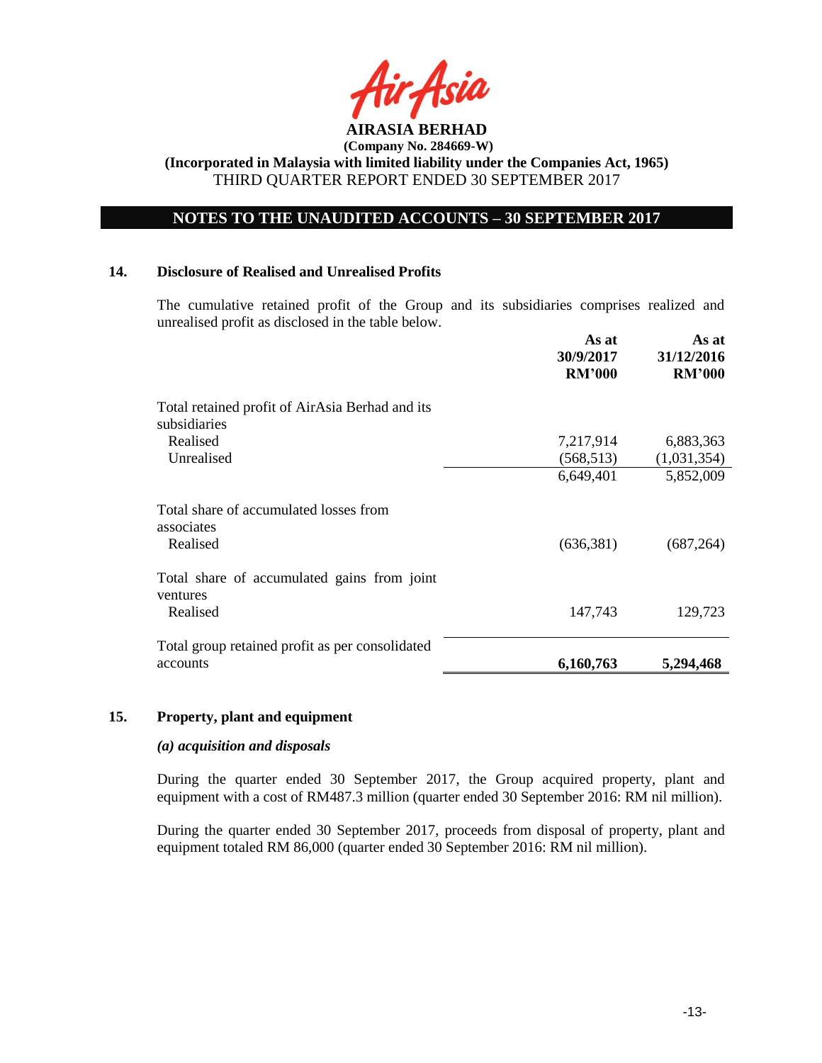# AIRASIA BERHAD

**(Company No. 284669-W)**

**(Incorporated in Malaysia with limited liability under the Companies Act, 1965)**

THIRD QUARTER REPORT ENDED 30 SEPTEMBER 2017

## NOTES TO THE UNAUDITED ACCOUNTS – 30 SEPTEMBER 2017

### 14. Disclosure of Realised and Unrealised Profits

The cumulative retained profit of the Group and its subsidiaries comprises realized and unrealised profit as disclosed in the table below.

| | As at 30/9/2017 RM'000 | As at 31/12/2016 RM'000 |
|---|---|---|
| Total retained profit of AirAsia Berhad and its subsidiaries | | |
| Realised | 7,217,914 | 6,883,363 |
| Unrealised | (568,513) | (1,031,354) |
| | 6,649,401 | 5,852,009 |
| Total share of accumulated losses from associates | | |
| Realised | (636,381) | (687,264) |
| Total share of accumulated gains from joint ventures | | |
| Realised | 147,743 | 129,723 |
| Total group retained profit as per consolidated accounts | **6,160,763** | **5,294,468** |

### 15. Property, plant and equipment

***(a) acquisition and disposals***

During the quarter ended 30 September 2017, the Group acquired property, plant and equipment with a cost of RM487.3 million (quarter ended 30 September 2016: RM nil million).

During the quarter ended 30 September 2017, proceeds from disposal of property, plant and equipment totaled RM 86,000 (quarter ended 30 September 2016: RM nil million).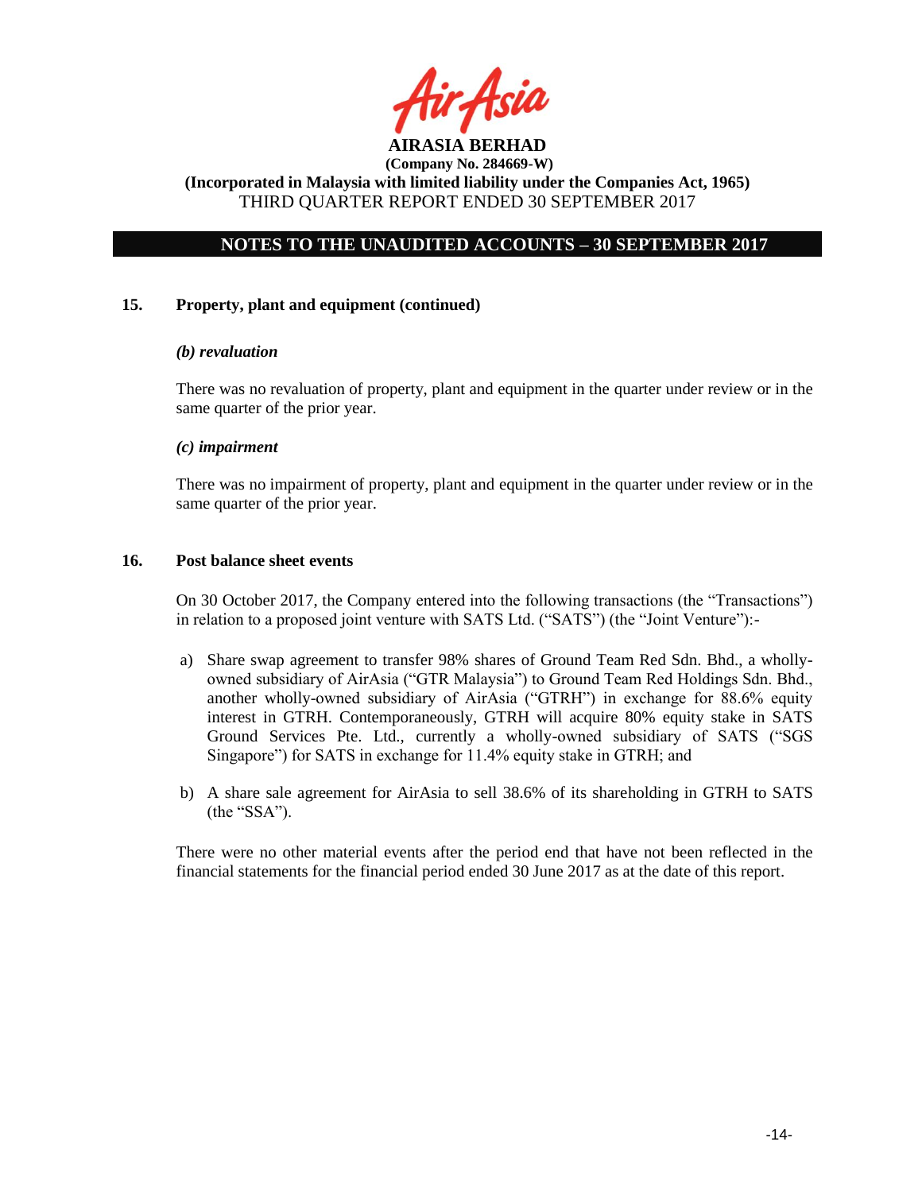## 15. Property, plant and equipment (continued)

### *(b) revaluation*

There was no revaluation of property, plant and equipment in the quarter under review or in the same quarter of the prior year.

### *(c) impairment*

There was no impairment of property, plant and equipment in the quarter under review or in the same quarter of the prior year.

## 16. Post balance sheet events

On 30 October 2017, the Company entered into the following transactions (the "Transactions") in relation to a proposed joint venture with SATS Ltd. ("SATS") (the "Joint Venture"):-

a) Share swap agreement to transfer 98% shares of Ground Team Red Sdn. Bhd., a wholly-owned subsidiary of AirAsia ("GTR Malaysia") to Ground Team Red Holdings Sdn. Bhd., another wholly-owned subsidiary of AirAsia ("GTRH") in exchange for 88.6% equity interest in GTRH. Contemporaneously, GTRH will acquire 80% equity stake in SATS Ground Services Pte. Ltd., currently a wholly-owned subsidiary of SATS ("SGS Singapore") for SATS in exchange for 11.4% equity stake in GTRH; and

b) A share sale agreement for AirAsia to sell 38.6% of its shareholding in GTRH to SATS (the "SSA").

There were no other material events after the period end that have not been reflected in the financial statements for the financial period ended 30 June 2017 as at the date of this report.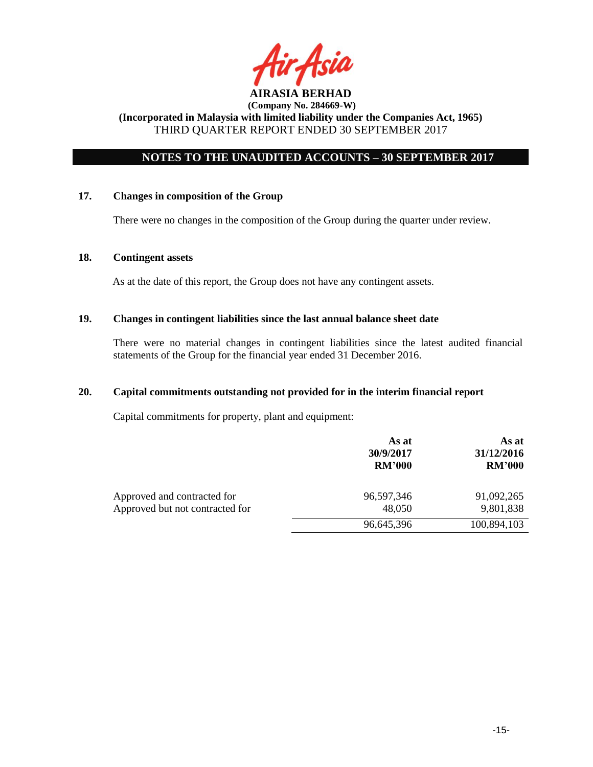AIRASIA BERHAD
(Company No. 284669-W)
(Incorporated in Malaysia with limited liability under the Companies Act, 1965)
THIRD QUARTER REPORT ENDED 30 SEPTEMBER 2017

## NOTES TO THE UNAUDITED ACCOUNTS – 30 SEPTEMBER 2017

### 17. Changes in composition of the Group

There were no changes in the composition of the Group during the quarter under review.

### 18. Contingent assets

As at the date of this report, the Group does not have any contingent assets.

### 19. Changes in contingent liabilities since the last annual balance sheet date

There were no material changes in contingent liabilities since the latest audited financial statements of the Group for the financial year ended 31 December 2016.

### 20. Capital commitments outstanding not provided for in the interim financial report

Capital commitments for property, plant and equipment:

| | As at 30/9/2017 RM'000 | As at 31/12/2016 RM'000 |
|---|---|---|
| Approved and contracted for | 96,597,346 | 91,092,265 |
| Approved but not contracted for | 48,050 | 9,801,838 |
| | 96,645,396 | 100,894,103 |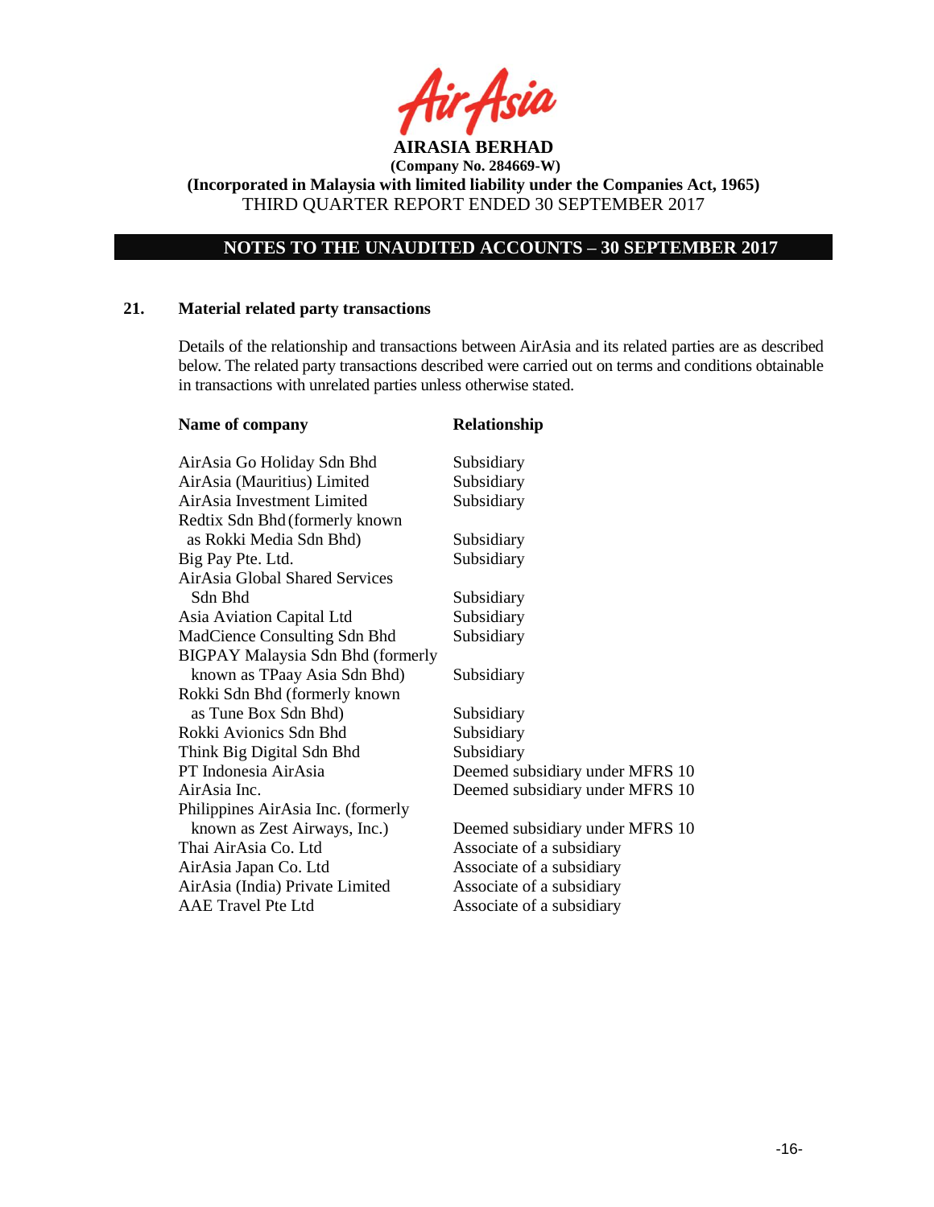## 21. Material related party transactions

Details of the relationship and transactions between AirAsia and its related parties are as described below. The related party transactions described were carried out on terms and conditions obtainable in transactions with unrelated parties unless otherwise stated.

| Name of company | Relationship |
|---|---|
| AirAsia Go Holiday Sdn Bhd | Subsidiary |
| AirAsia (Mauritius) Limited | Subsidiary |
| AirAsia Investment Limited | Subsidiary |
| Redtix Sdn Bhd (formerly known as Rokki Media Sdn Bhd) | Subsidiary |
| Big Pay Pte. Ltd. | Subsidiary |
| AirAsia Global Shared Services Sdn Bhd | Subsidiary |
| Asia Aviation Capital Ltd | Subsidiary |
| MadCience Consulting Sdn Bhd | Subsidiary |
| BIGPAY Malaysia Sdn Bhd (formerly known as TPaay Asia Sdn Bhd) | Subsidiary |
| Rokki Sdn Bhd (formerly known as Tune Box Sdn Bhd) | Subsidiary |
| Rokki Avionics Sdn Bhd | Subsidiary |
| Think Big Digital Sdn Bhd | Subsidiary |
| PT Indonesia AirAsia | Deemed subsidiary under MFRS 10 |
| AirAsia Inc. | Deemed subsidiary under MFRS 10 |
| Philippines AirAsia Inc. (formerly known as Zest Airways, Inc.) | Deemed subsidiary under MFRS 10 |
| Thai AirAsia Co. Ltd | Associate of a subsidiary |
| AirAsia Japan Co. Ltd | Associate of a subsidiary |
| AirAsia (India) Private Limited | Associate of a subsidiary |
| AAE Travel Pte Ltd | Associate of a subsidiary |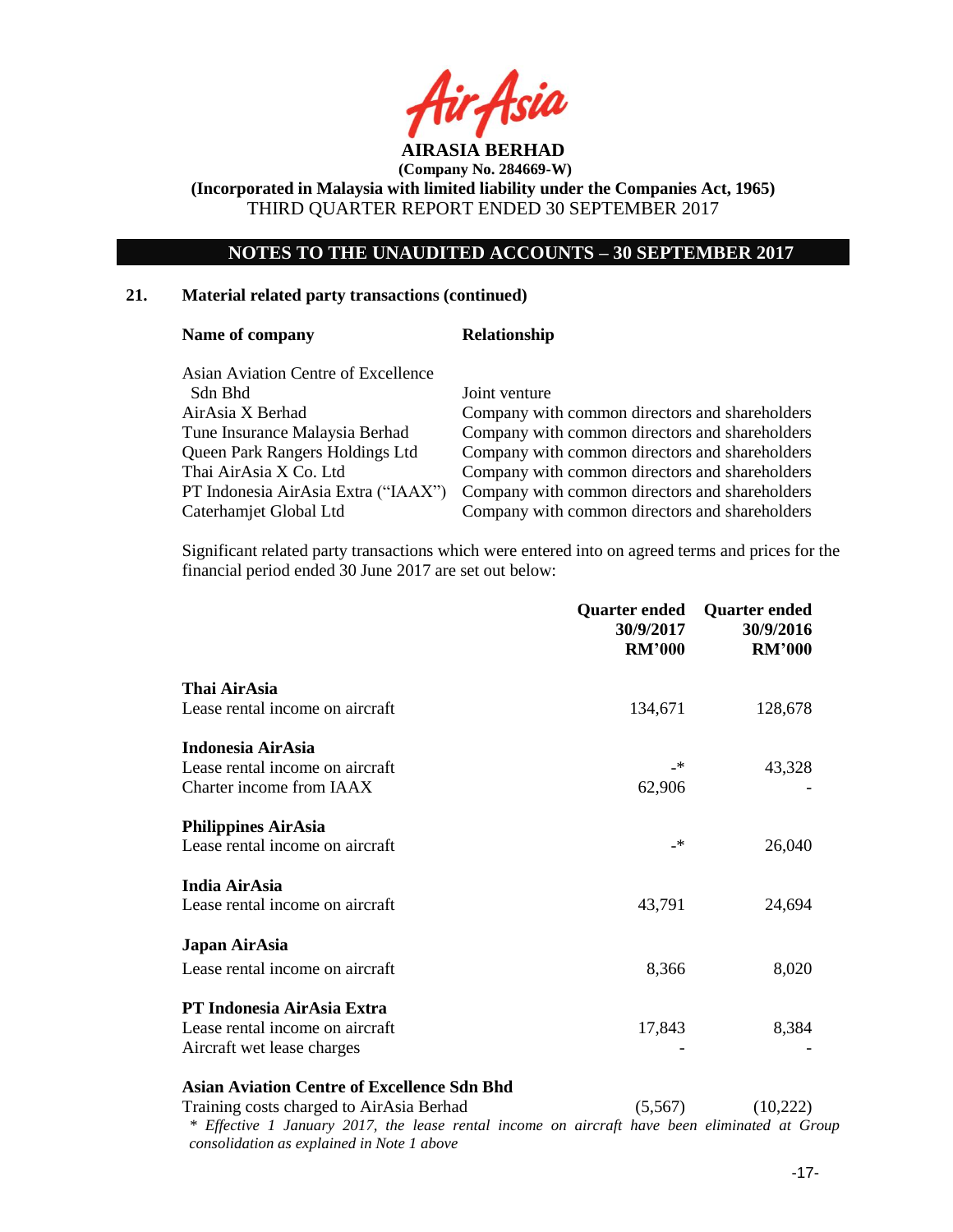**AIRASIA BERHAD**
**(Company No. 284669-W)**
**(Incorporated in Malaysia with limited liability under the Companies Act, 1965)**
THIRD QUARTER REPORT ENDED 30 SEPTEMBER 2017

## NOTES TO THE UNAUDITED ACCOUNTS – 30 SEPTEMBER 2017

### 21. Material related party transactions (continued)

| Name of company | Relationship |
|---|---|
| Asian Aviation Centre of Excellence Sdn Bhd | Joint venture |
| AirAsia X Berhad | Company with common directors and shareholders |
| Tune Insurance Malaysia Berhad | Company with common directors and shareholders |
| Queen Park Rangers Holdings Ltd | Company with common directors and shareholders |
| Thai AirAsia X Co. Ltd | Company with common directors and shareholders |
| PT Indonesia AirAsia Extra ("IAAX") | Company with common directors and shareholders |
| Caterhamjet Global Ltd | Company with common directors and shareholders |

Significant related party transactions which were entered into on agreed terms and prices for the financial period ended 30 June 2017 are set out below:

| | Quarter ended 30/9/2017 RM'000 | Quarter ended 30/9/2016 RM'000 |
|---|---|---|
| **Thai AirAsia** | | |
| Lease rental income on aircraft | 134,671 | 128,678 |
| **Indonesia AirAsia** | | |
| Lease rental income on aircraft | -* | 43,328 |
| Charter income from IAAX | 62,906 | - |
| **Philippines AirAsia** | | |
| Lease rental income on aircraft | -* | 26,040 |
| **India AirAsia** | | |
| Lease rental income on aircraft | 43,791 | 24,694 |
| **Japan AirAsia** | | |
| Lease rental income on aircraft | 8,366 | 8,020 |
| **PT Indonesia AirAsia Extra** | | |
| Lease rental income on aircraft | 17,843 | 8,384 |
| Aircraft wet lease charges | - | - |
| **Asian Aviation Centre of Excellence Sdn Bhd** | | |
| Training costs charged to AirAsia Berhad | (5,567) | (10,222) |

*\* Effective 1 January 2017, the lease rental income on aircraft have been eliminated at Group consolidation as explained in Note 1 above*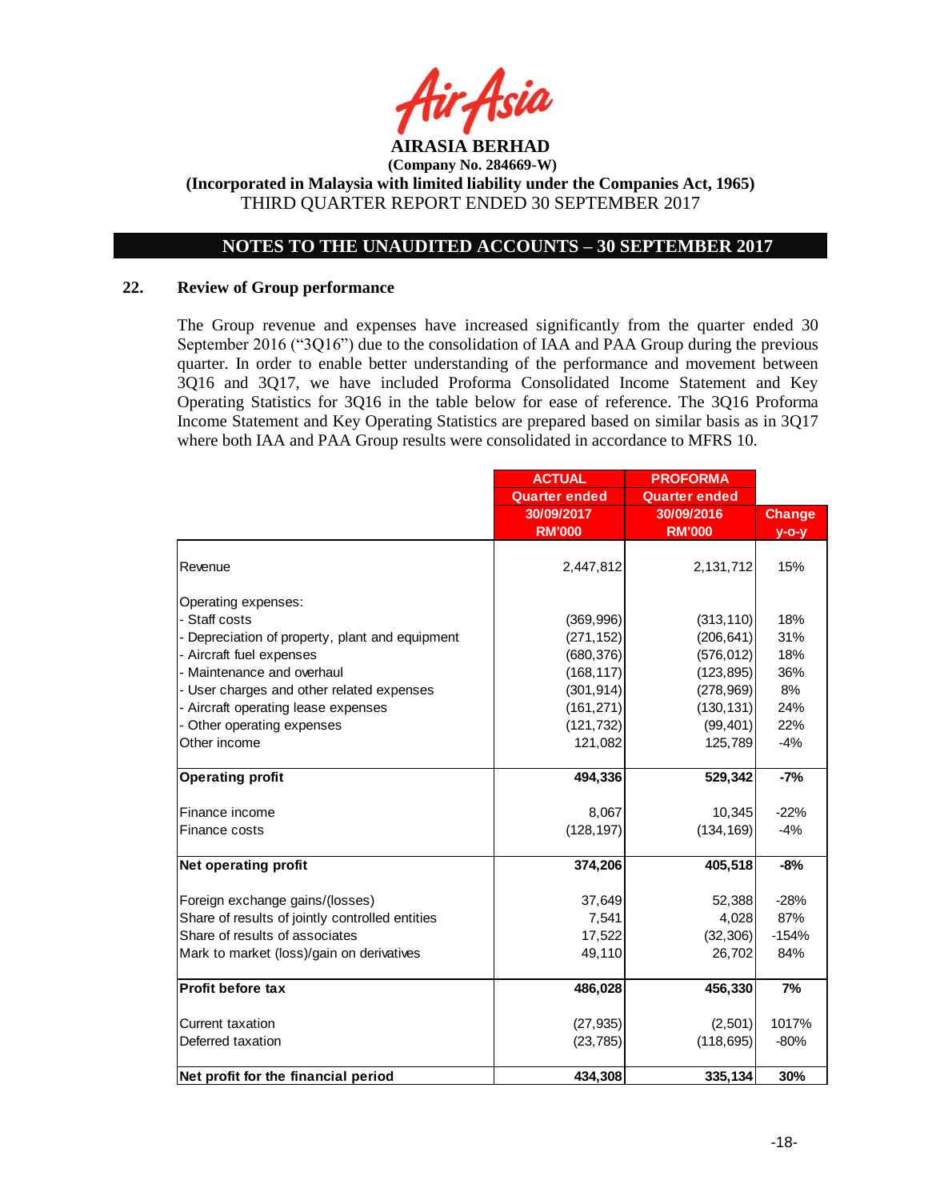**AIRASIA BERHAD**
**(Company No. 284669-W)**
**(Incorporated in Malaysia with limited liability under the Companies Act, 1965)**
THIRD QUARTER REPORT ENDED 30 SEPTEMBER 2017

## NOTES TO THE UNAUDITED ACCOUNTS – 30 SEPTEMBER 2017

### 22. Review of Group performance

The Group revenue and expenses have increased significantly from the quarter ended 30 September 2016 ("3Q16") due to the consolidation of IAA and PAA Group during the previous quarter. In order to enable better understanding of the performance and movement between 3Q16 and 3Q17, we have included Proforma Consolidated Income Statement and Key Operating Statistics for 3Q16 in the table below for ease of reference. The 3Q16 Proforma Income Statement and Key Operating Statistics are prepared based on similar basis as in 3Q17 where both IAA and PAA Group results were consolidated in accordance to MFRS 10.

| | ACTUAL Quarter ended 30/09/2017 RM'000 | PROFORMA Quarter ended 30/09/2016 RM'000 | Change y-o-y |
|---|---|---|---|
| Revenue | 2,447,812 | 2,131,712 | 15% |
| Operating expenses: | | | |
| - Staff costs | (369,996) | (313,110) | 18% |
| - Depreciation of property, plant and equipment | (271,152) | (206,641) | 31% |
| - Aircraft fuel expenses | (680,376) | (576,012) | 18% |
| - Maintenance and overhaul | (168,117) | (123,895) | 36% |
| - User charges and other related expenses | (301,914) | (278,969) | 8% |
| - Aircraft operating lease expenses | (161,271) | (130,131) | 24% |
| - Other operating expenses | (121,732) | (99,401) | 22% |
| Other income | 121,082 | 125,789 | -4% |
| **Operating profit** | **494,336** | **529,342** | **-7%** |
| Finance income | 8,067 | 10,345 | -22% |
| Finance costs | (128,197) | (134,169) | -4% |
| **Net operating profit** | **374,206** | **405,518** | **-8%** |
| Foreign exchange gains/(losses) | 37,649 | 52,388 | -28% |
| Share of results of jointly controlled entities | 7,541 | 4,028 | 87% |
| Share of results of associates | 17,522 | (32,306) | -154% |
| Mark to market (loss)/gain on derivatives | 49,110 | 26,702 | 84% |
| **Profit before tax** | **486,028** | **456,330** | **7%** |
| Current taxation | (27,935) | (2,501) | 1017% |
| Deferred taxation | (23,785) | (118,695) | -80% |
| **Net profit for the financial period** | **434,308** | **335,134** | **30%** |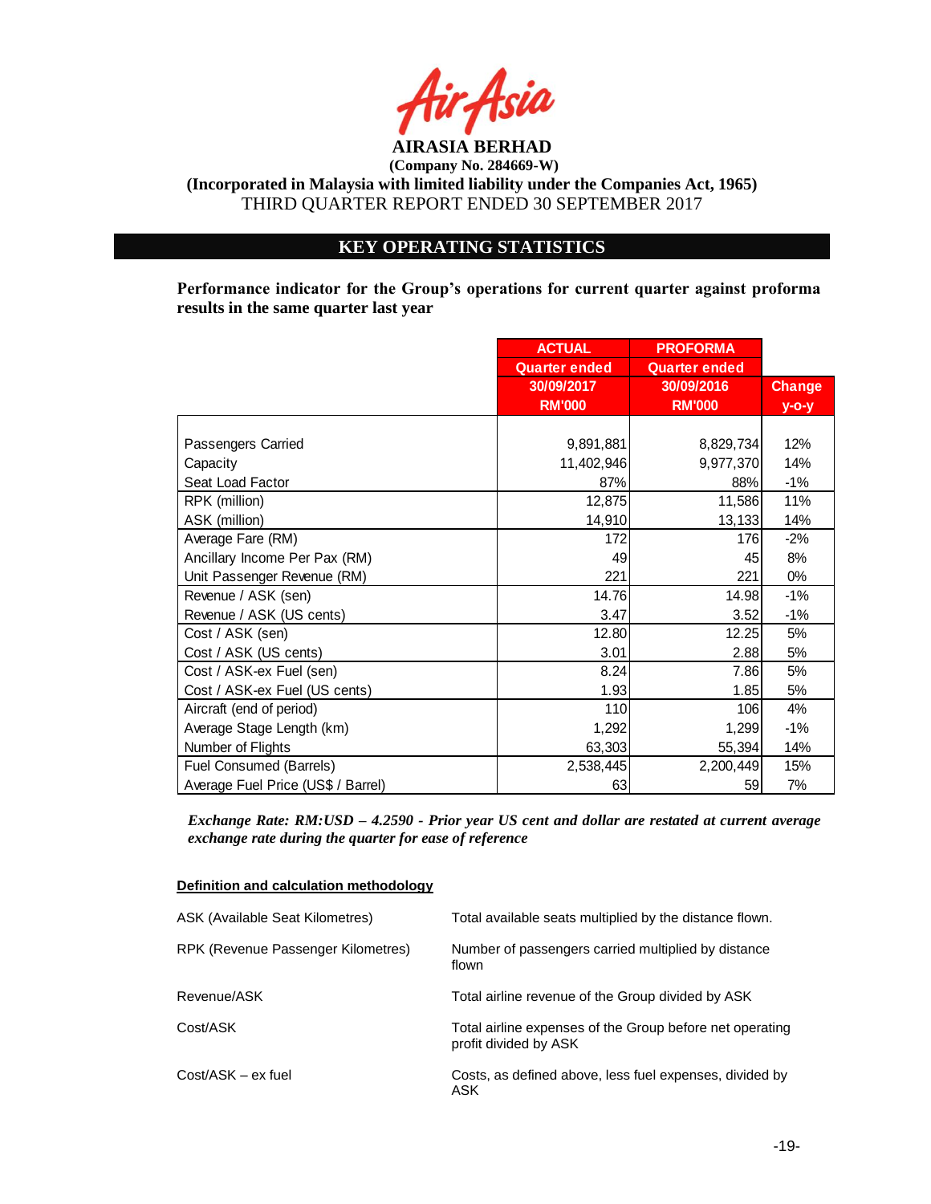**AIRASIA BERHAD**
**(Company No. 284669-W)**
**(Incorporated in Malaysia with limited liability under the Companies Act, 1965)**
THIRD QUARTER REPORT ENDED 30 SEPTEMBER 2017

## KEY OPERATING STATISTICS

**Performance indicator for the Group's operations for current quarter against proforma results in the same quarter last year**

| | ACTUAL Quarter ended 30/09/2017 RM'000 | PROFORMA Quarter ended 30/09/2016 RM'000 | Change y-o-y |
|---|---|---|---|
| Passengers Carried | 9,891,881 | 8,829,734 | 12% |
| Capacity | 11,402,946 | 9,977,370 | 14% |
| Seat Load Factor | 87% | 88% | -1% |
| RPK (million) | 12,875 | 11,586 | 11% |
| ASK (million) | 14,910 | 13,133 | 14% |
| Average Fare (RM) | 172 | 176 | -2% |
| Ancillary Income Per Pax (RM) | 49 | 45 | 8% |
| Unit Passenger Revenue (RM) | 221 | 221 | 0% |
| Revenue / ASK (sen) | 14.76 | 14.98 | -1% |
| Revenue / ASK (US cents) | 3.47 | 3.52 | -1% |
| Cost / ASK (sen) | 12.80 | 12.25 | 5% |
| Cost / ASK (US cents) | 3.01 | 2.88 | 5% |
| Cost / ASK-ex Fuel (sen) | 8.24 | 7.86 | 5% |
| Cost / ASK-ex Fuel (US cents) | 1.93 | 1.85 | 5% |
| Aircraft (end of period) | 110 | 106 | 4% |
| Average Stage Length (km) | 1,292 | 1,299 | -1% |
| Number of Flights | 63,303 | 55,394 | 14% |
| Fuel Consumed (Barrels) | 2,538,445 | 2,200,449 | 15% |
| Average Fuel Price (US$ / Barrel) | 63 | 59 | 7% |

***Exchange Rate: RM:USD – 4.2590 - Prior year US cent and dollar are restated at current average exchange rate during the quarter for ease of reference***

**<u>Definition and calculation methodology</u>**

| | |
|---|---|
| ASK (Available Seat Kilometres) | Total available seats multiplied by the distance flown. |
| RPK (Revenue Passenger Kilometres) | Number of passengers carried multiplied by distance flown |
| Revenue/ASK | Total airline revenue of the Group divided by ASK |
| Cost/ASK | Total airline expenses of the Group before net operating profit divided by ASK |
| Cost/ASK – ex fuel | Costs, as defined above, less fuel expenses, divided by ASK |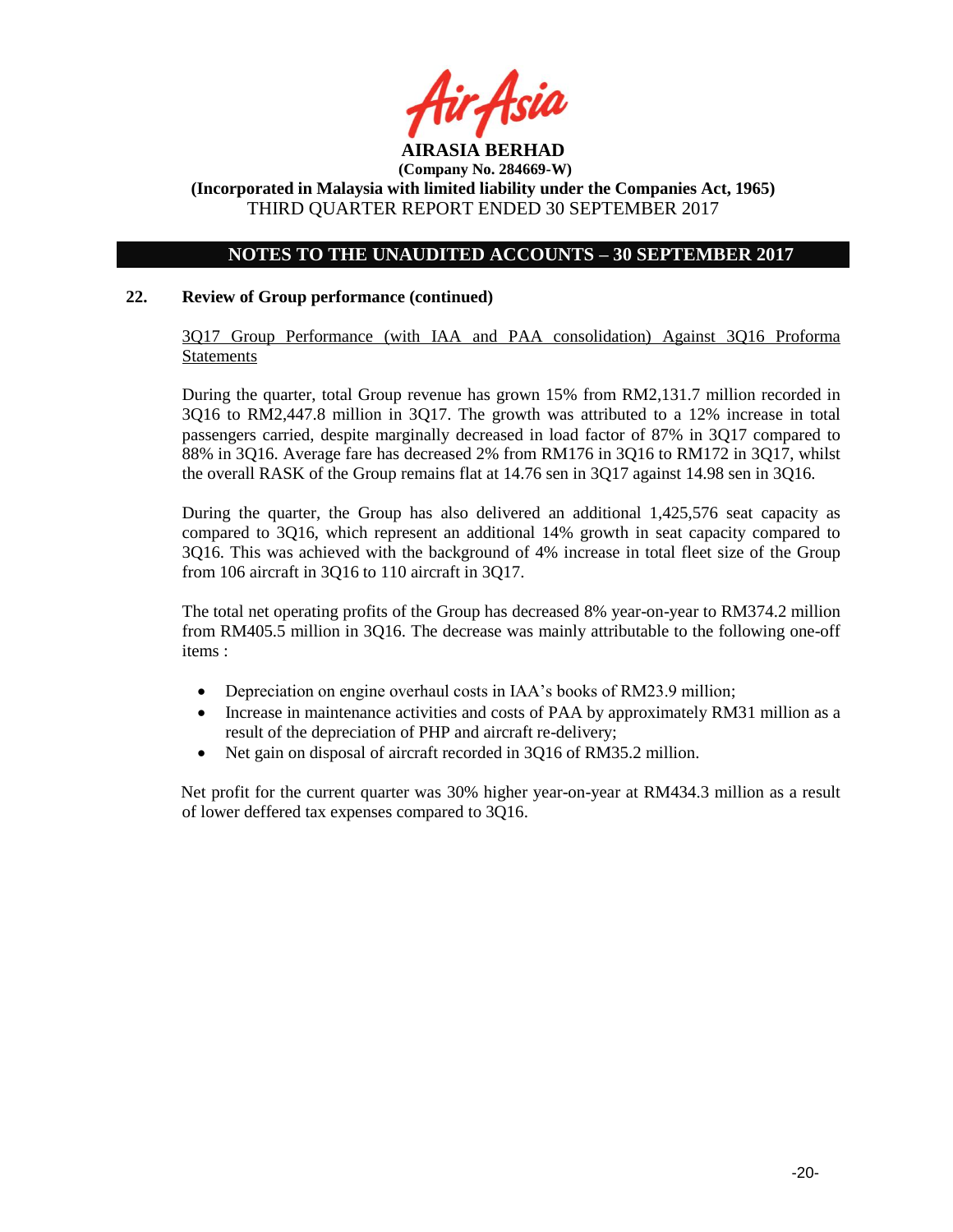## NOTES TO THE UNAUDITED ACCOUNTS – 30 SEPTEMBER 2017

### 22. Review of Group performance (continued)

<u>3Q17 Group Performance (with IAA and PAA consolidation) Against 3Q16 Proforma Statements</u>

During the quarter, total Group revenue has grown 15% from RM2,131.7 million recorded in 3Q16 to RM2,447.8 million in 3Q17. The growth was attributed to a 12% increase in total passengers carried, despite marginally decreased in load factor of 87% in 3Q17 compared to 88% in 3Q16. Average fare has decreased 2% from RM176 in 3Q16 to RM172 in 3Q17, whilst the overall RASK of the Group remains flat at 14.76 sen in 3Q17 against 14.98 sen in 3Q16.

During the quarter, the Group has also delivered an additional 1,425,576 seat capacity as compared to 3Q16, which represent an additional 14% growth in seat capacity compared to 3Q16. This was achieved with the background of 4% increase in total fleet size of the Group from 106 aircraft in 3Q16 to 110 aircraft in 3Q17.

The total net operating profits of the Group has decreased 8% year-on-year to RM374.2 million from RM405.5 million in 3Q16. The decrease was mainly attributable to the following one-off items :

- Depreciation on engine overhaul costs in IAA's books of RM23.9 million;
- Increase in maintenance activities and costs of PAA by approximately RM31 million as a result of the depreciation of PHP and aircraft re-delivery;
- Net gain on disposal of aircraft recorded in 3Q16 of RM35.2 million.

Net profit for the current quarter was 30% higher year-on-year at RM434.3 million as a result of lower deffered tax expenses compared to 3Q16.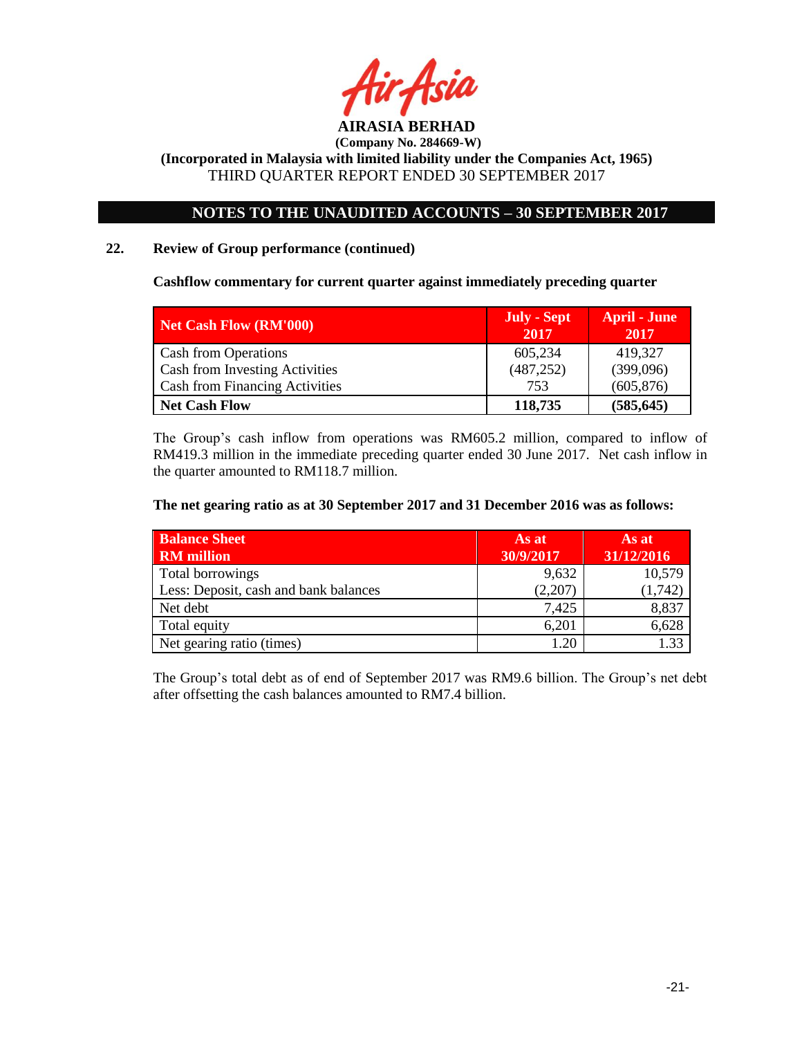## 22. Review of Group performance (continued)

**Cashflow commentary for current quarter against immediately preceding quarter**

| Net Cash Flow (RM'000) | July - Sept 2017 | April - June 2017 |
|---|---|---|
| Cash from Operations | 605,234 | 419,327 |
| Cash from Investing Activities | (487,252) | (399,096) |
| Cash from Financing Activities | 753 | (605,876) |
| **Net Cash Flow** | **118,735** | **(585,645)** |

The Group's cash inflow from operations was RM605.2 million, compared to inflow of RM419.3 million in the immediate preceding quarter ended 30 June 2017. Net cash inflow in the quarter amounted to RM118.7 million.

**The net gearing ratio as at 30 September 2017 and 31 December 2016 was as follows:**

| Balance Sheet RM million | As at 30/9/2017 | As at 31/12/2016 |
|---|---|---|
| Total borrowings | 9,632 | 10,579 |
| Less: Deposit, cash and bank balances | (2,207) | (1,742) |
| Net debt | 7,425 | 8,837 |
| Total equity | 6,201 | 6,628 |
| Net gearing ratio (times) | 1.20 | 1.33 |

The Group's total debt as of end of September 2017 was RM9.6 billion. The Group's net debt after offsetting the cash balances amounted to RM7.4 billion.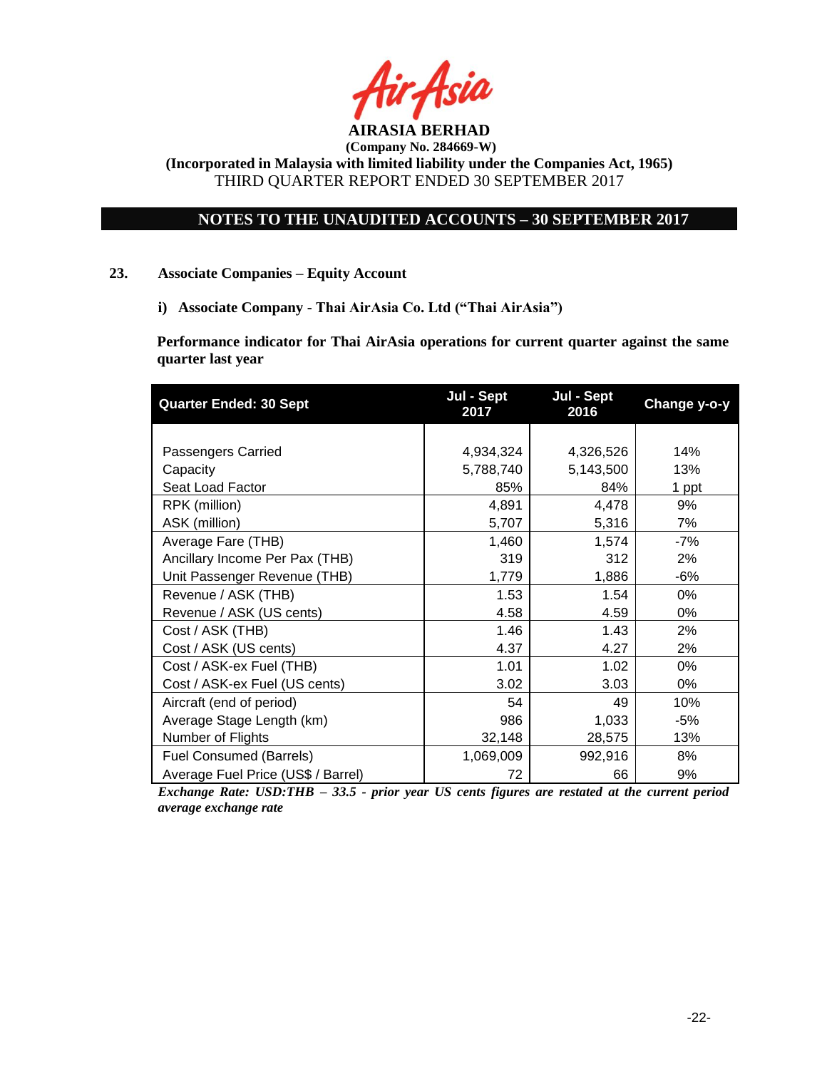**AIRASIA BERHAD**

**(Company No. 284669-W)**

**(Incorporated in Malaysia with limited liability under the Companies Act, 1965)**

THIRD QUARTER REPORT ENDED 30 SEPTEMBER 2017

## NOTES TO THE UNAUDITED ACCOUNTS – 30 SEPTEMBER 2017

### 23. Associate Companies – Equity Account

**i) Associate Company - Thai AirAsia Co. Ltd ("Thai AirAsia")**

**Performance indicator for Thai AirAsia operations for current quarter against the same quarter last year**

| Quarter Ended: 30 Sept | Jul - Sept 2017 | Jul - Sept 2016 | Change y-o-y |
|---|---|---|---|
| Passengers Carried | 4,934,324 | 4,326,526 | 14% |
| Capacity | 5,788,740 | 5,143,500 | 13% |
| Seat Load Factor | 85% | 84% | 1 ppt |
| RPK (million) | 4,891 | 4,478 | 9% |
| ASK (million) | 5,707 | 5,316 | 7% |
| Average Fare (THB) | 1,460 | 1,574 | -7% |
| Ancillary Income Per Pax (THB) | 319 | 312 | 2% |
| Unit Passenger Revenue (THB) | 1,779 | 1,886 | -6% |
| Revenue / ASK (THB) | 1.53 | 1.54 | 0% |
| Revenue / ASK (US cents) | 4.58 | 4.59 | 0% |
| Cost / ASK (THB) | 1.46 | 1.43 | 2% |
| Cost / ASK (US cents) | 4.37 | 4.27 | 2% |
| Cost / ASK-ex Fuel (THB) | 1.01 | 1.02 | 0% |
| Cost / ASK-ex Fuel (US cents) | 3.02 | 3.03 | 0% |
| Aircraft (end of period) | 54 | 49 | 10% |
| Average Stage Length (km) | 986 | 1,033 | -5% |
| Number of Flights | 32,148 | 28,575 | 13% |
| Fuel Consumed (Barrels) | 1,069,009 | 992,916 | 8% |
| Average Fuel Price (US$ / Barrel) | 72 | 66 | 9% |

***Exchange Rate: USD:THB – 33.5 - prior year US cents figures are restated at the current period average exchange rate***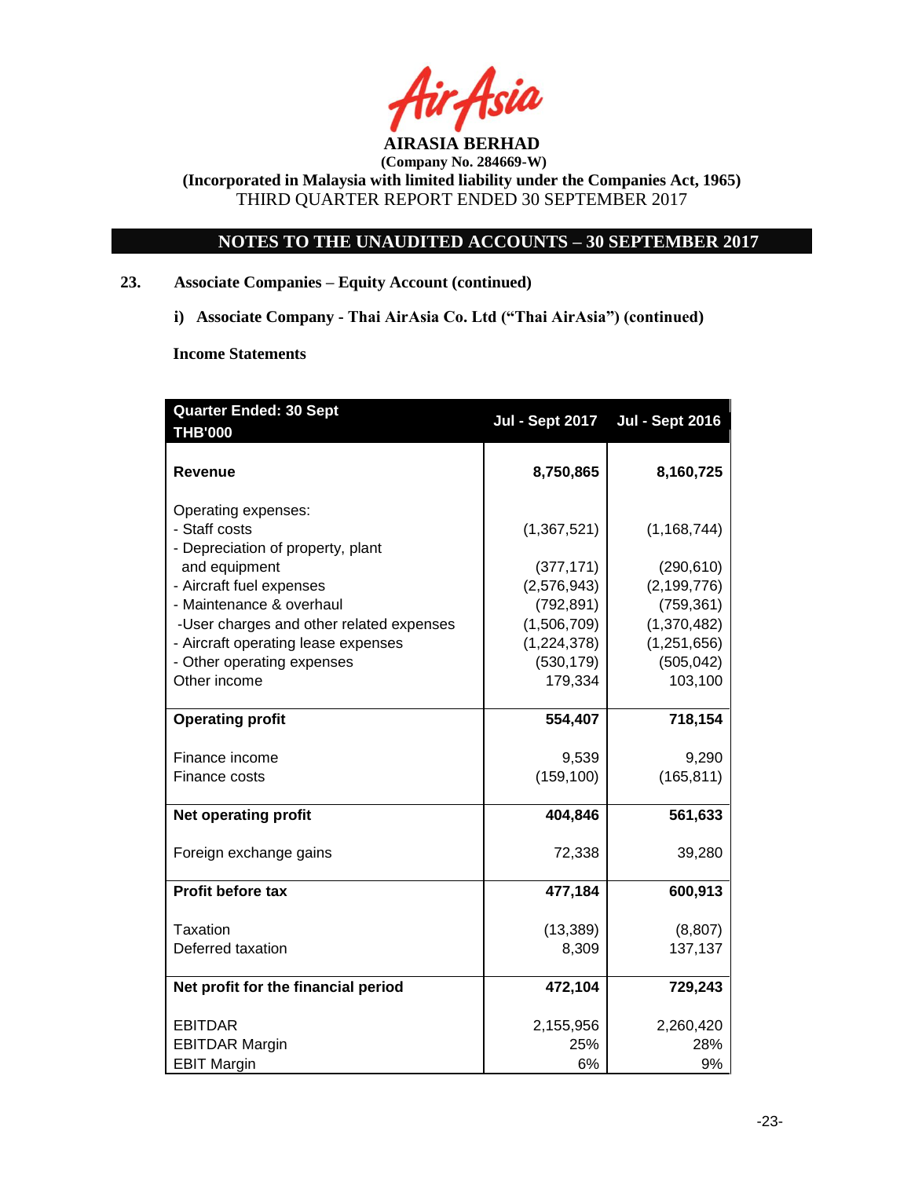**AIRASIA BERHAD**
**(Company No. 284669-W)**
**(Incorporated in Malaysia with limited liability under the Companies Act, 1965)**
THIRD QUARTER REPORT ENDED 30 SEPTEMBER 2017

## NOTES TO THE UNAUDITED ACCOUNTS – 30 SEPTEMBER 2017

### 23. Associate Companies – Equity Account (continued)

#### i) Associate Company - Thai AirAsia Co. Ltd ("Thai AirAsia") (continued)

**Income Statements**

| Quarter Ended: 30 Sept THB'000 | Jul - Sept 2017 | Jul - Sept 2016 |
|---|---|---|
| **Revenue** | **8,750,865** | **8,160,725** |
| Operating expenses: | | |
| - Staff costs | (1,367,521) | (1,168,744) |
| - Depreciation of property, plant and equipment | (377,171) | (290,610) |
| - Aircraft fuel expenses | (2,576,943) | (2,199,776) |
| - Maintenance & overhaul | (792,891) | (759,361) |
| -User charges and other related expenses | (1,506,709) | (1,370,482) |
| - Aircraft operating lease expenses | (1,224,378) | (1,251,656) |
| - Other operating expenses | (530,179) | (505,042) |
| Other income | 179,334 | 103,100 |
| **Operating profit** | **554,407** | **718,154** |
| Finance income | 9,539 | 9,290 |
| Finance costs | (159,100) | (165,811) |
| **Net operating profit** | **404,846** | **561,633** |
| Foreign exchange gains | 72,338 | 39,280 |
| **Profit before tax** | **477,184** | **600,913** |
| Taxation | (13,389) | (8,807) |
| Deferred taxation | 8,309 | 137,137 |
| **Net profit for the financial period** | **472,104** | **729,243** |
| EBITDAR | 2,155,956 | 2,260,420 |
| EBITDAR Margin | 25% | 28% |
| EBIT Margin | 6% | 9% |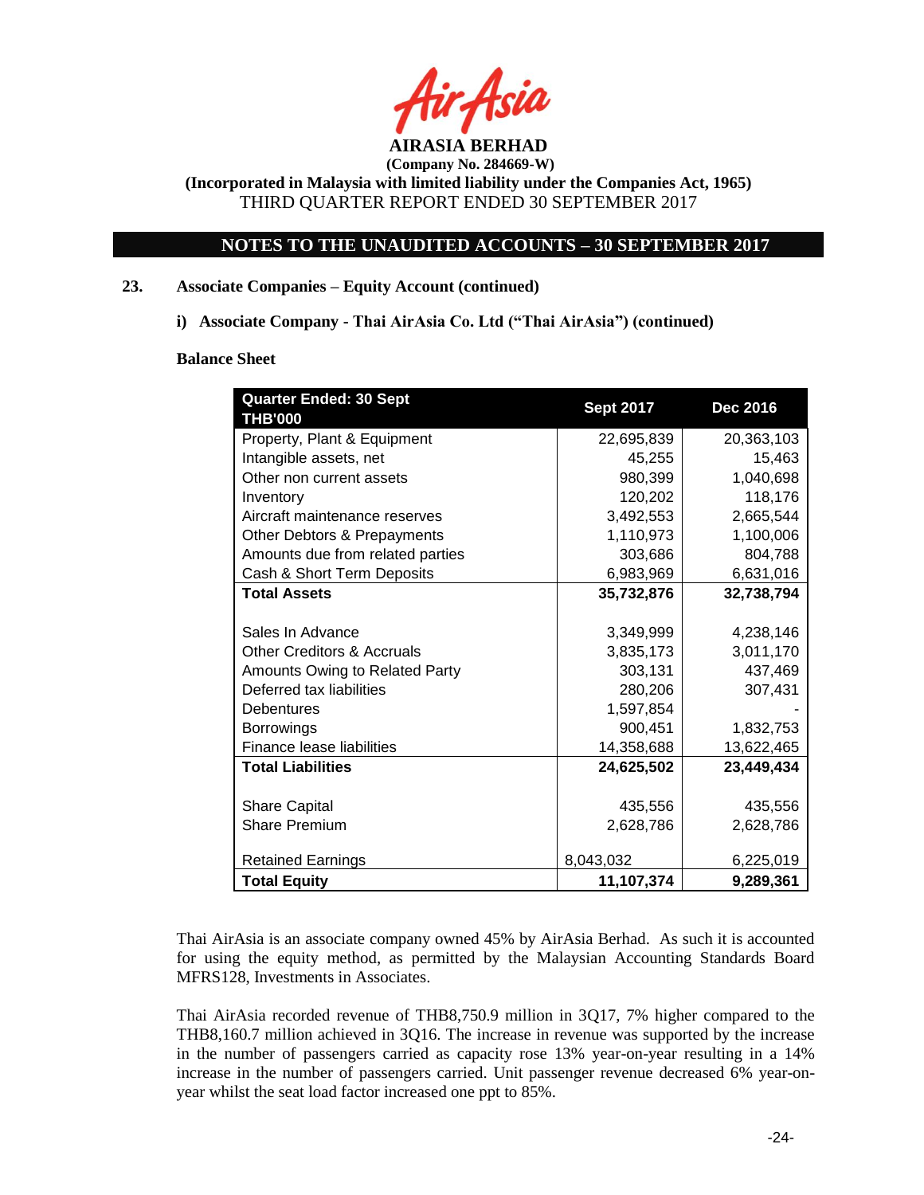## 23. Associate Companies – Equity Account (continued)

### i) Associate Company - Thai AirAsia Co. Ltd ("Thai AirAsia") (continued)

**Balance Sheet**

| Quarter Ended: 30 Sept THB'000 | Sept 2017 | Dec 2016 |
|---|---|---|
| Property, Plant & Equipment | 22,695,839 | 20,363,103 |
| Intangible assets, net | 45,255 | 15,463 |
| Other non current assets | 980,399 | 1,040,698 |
| Inventory | 120,202 | 118,176 |
| Aircraft maintenance reserves | 3,492,553 | 2,665,544 |
| Other Debtors & Prepayments | 1,110,973 | 1,100,006 |
| Amounts due from related parties | 303,686 | 804,788 |
| Cash & Short Term Deposits | 6,983,969 | 6,631,016 |
| **Total Assets** | **35,732,876** | **32,738,794** |
| | | |
| Sales In Advance | 3,349,999 | 4,238,146 |
| Other Creditors & Accruals | 3,835,173 | 3,011,170 |
| Amounts Owing to Related Party | 303,131 | 437,469 |
| Deferred tax liabilities | 280,206 | 307,431 |
| Debentures | 1,597,854 | - |
| Borrowings | 900,451 | 1,832,753 |
| Finance lease liabilities | 14,358,688 | 13,622,465 |
| **Total Liabilities** | **24,625,502** | **23,449,434** |
| | | |
| Share Capital | 435,556 | 435,556 |
| Share Premium | 2,628,786 | 2,628,786 |
| | | |
| Retained Earnings | 8,043,032 | 6,225,019 |
| **Total Equity** | **11,107,374** | **9,289,361** |

Thai AirAsia is an associate company owned 45% by AirAsia Berhad. As such it is accounted for using the equity method, as permitted by the Malaysian Accounting Standards Board MFRS128, Investments in Associates.

Thai AirAsia recorded revenue of THB8,750.9 million in 3Q17, 7% higher compared to the THB8,160.7 million achieved in 3Q16. The increase in revenue was supported by the increase in the number of passengers carried as capacity rose 13% year-on-year resulting in a 14% increase in the number of passengers carried. Unit passenger revenue decreased 6% year-on-year whilst the seat load factor increased one ppt to 85%.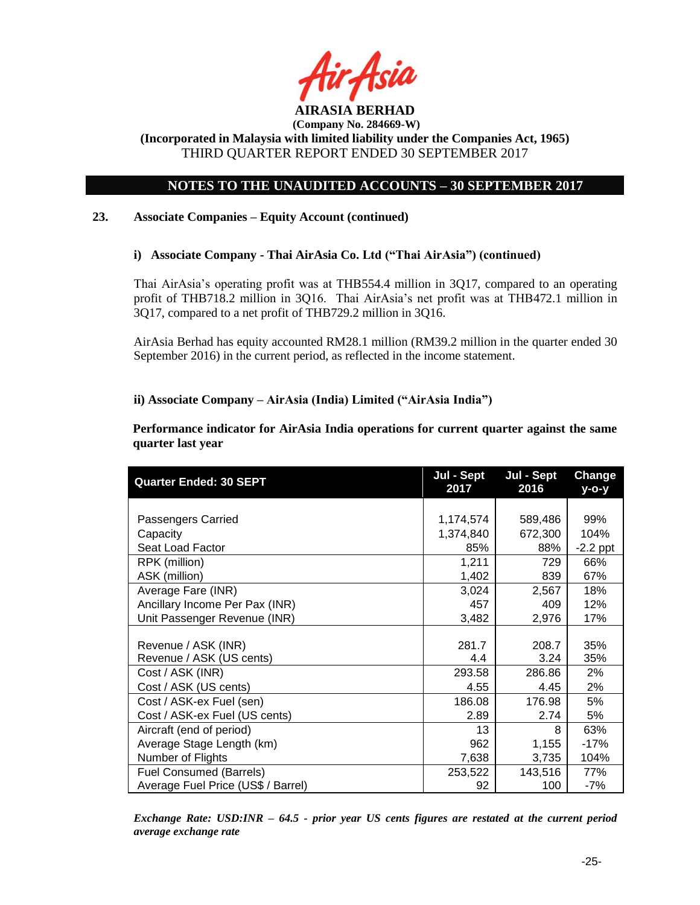## 23. Associate Companies – Equity Account (continued)

### i) Associate Company - Thai AirAsia Co. Ltd ("Thai AirAsia") (continued)

Thai AirAsia's operating profit was at THB554.4 million in 3Q17, compared to an operating profit of THB718.2 million in 3Q16. Thai AirAsia's net profit was at THB472.1 million in 3Q17, compared to a net profit of THB729.2 million in 3Q16.

AirAsia Berhad has equity accounted RM28.1 million (RM39.2 million in the quarter ended 30 September 2016) in the current period, as reflected in the income statement.

### ii) Associate Company – AirAsia (India) Limited ("AirAsia India")

**Performance indicator for AirAsia India operations for current quarter against the same quarter last year**

| Quarter Ended: 30 SEPT | Jul - Sept 2017 | Jul - Sept 2016 | Change y-o-y |
|---|---|---|---|
| Passengers Carried | 1,174,574 | 589,486 | 99% |
| Capacity | 1,374,840 | 672,300 | 104% |
| Seat Load Factor | 85% | 88% | -2.2 ppt |
| RPK (million) | 1,211 | 729 | 66% |
| ASK (million) | 1,402 | 839 | 67% |
| Average Fare (INR) | 3,024 | 2,567 | 18% |
| Ancillary Income Per Pax (INR) | 457 | 409 | 12% |
| Unit Passenger Revenue (INR) | 3,482 | 2,976 | 17% |
| Revenue / ASK (INR) | 281.7 | 208.7 | 35% |
| Revenue / ASK (US cents) | 4.4 | 3.24 | 35% |
| Cost / ASK (INR) | 293.58 | 286.86 | 2% |
| Cost / ASK (US cents) | 4.55 | 4.45 | 2% |
| Cost / ASK-ex Fuel (sen) | 186.08 | 176.98 | 5% |
| Cost / ASK-ex Fuel (US cents) | 2.89 | 2.74 | 5% |
| Aircraft (end of period) | 13 | 8 | 63% |
| Average Stage Length (km) | 962 | 1,155 | -17% |
| Number of Flights | 7,638 | 3,735 | 104% |
| Fuel Consumed (Barrels) | 253,522 | 143,516 | 77% |
| Average Fuel Price (US$ / Barrel) | 92 | 100 | -7% |

*Exchange Rate: USD:INR – 64.5 - prior year US cents figures are restated at the current period average exchange rate*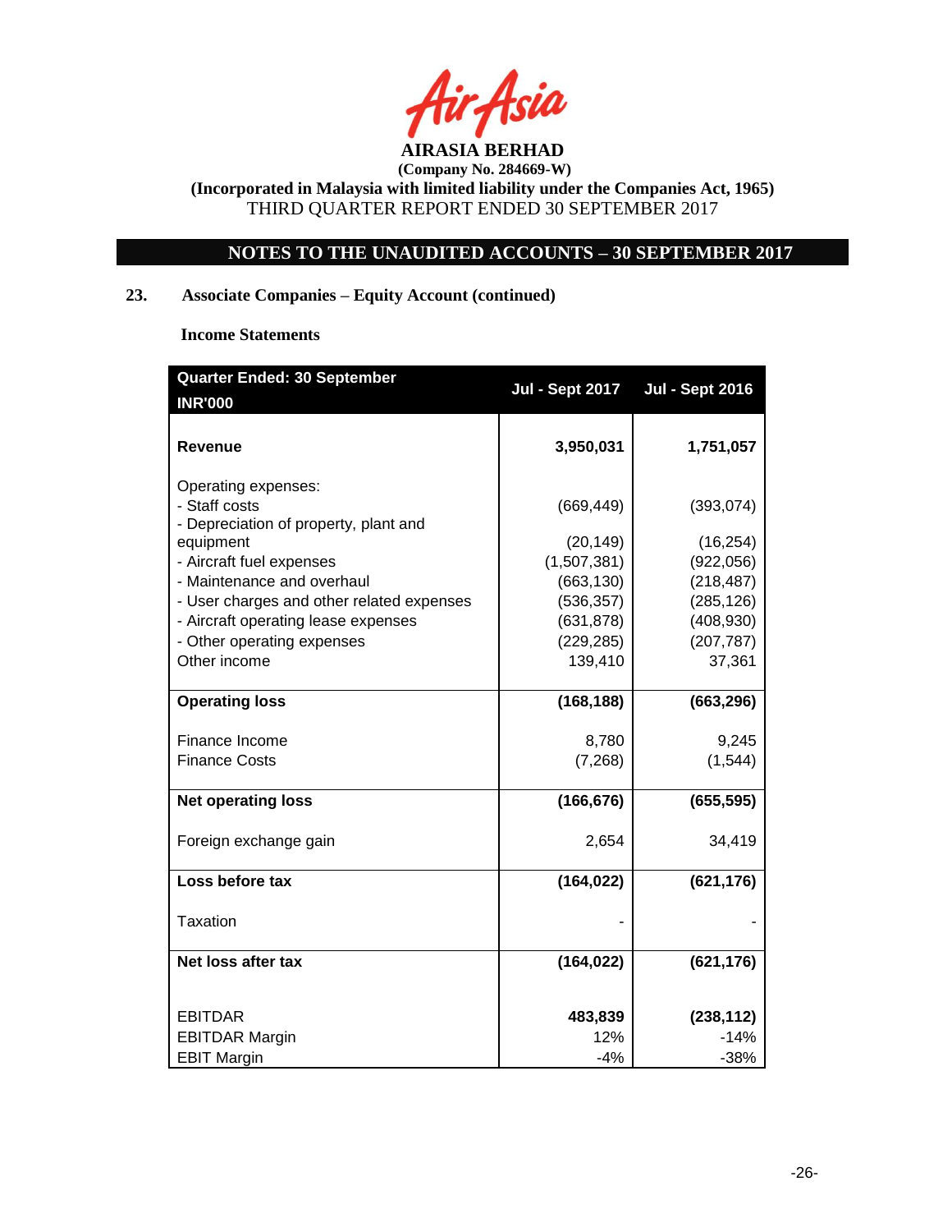**AIRASIA BERHAD**
**(Company No. 284669-W)**
**(Incorporated in Malaysia with limited liability under the Companies Act, 1965)**
THIRD QUARTER REPORT ENDED 30 SEPTEMBER 2017

## NOTES TO THE UNAUDITED ACCOUNTS – 30 SEPTEMBER 2017

### 23. Associate Companies – Equity Account (continued)

**Income Statements**

| Quarter Ended: 30 September INR'000 | Jul - Sept 2017 | Jul - Sept 2016 |
|---|---|---|
| **Revenue** | **3,950,031** | **1,751,057** |
| Operating expenses: | | |
| - Staff costs | (669,449) | (393,074) |
| - Depreciation of property, plant and equipment | (20,149) | (16,254) |
| - Aircraft fuel expenses | (1,507,381) | (922,056) |
| - Maintenance and overhaul | (663,130) | (218,487) |
| - User charges and other related expenses | (536,357) | (285,126) |
| - Aircraft operating lease expenses | (631,878) | (408,930) |
| - Other operating expenses | (229,285) | (207,787) |
| Other income | 139,410 | 37,361 |
| **Operating loss** | **(168,188)** | **(663,296)** |
| Finance Income | 8,780 | 9,245 |
| Finance Costs | (7,268) | (1,544) |
| **Net operating loss** | **(166,676)** | **(655,595)** |
| Foreign exchange gain | 2,654 | 34,419 |
| **Loss before tax** | **(164,022)** | **(621,176)** |
| Taxation | - | - |
| **Net loss after tax** | **(164,022)** | **(621,176)** |
| EBITDAR | **483,839** | **(238,112)** |
| EBITDAR Margin | 12% | -14% |
| EBIT Margin | -4% | -38% |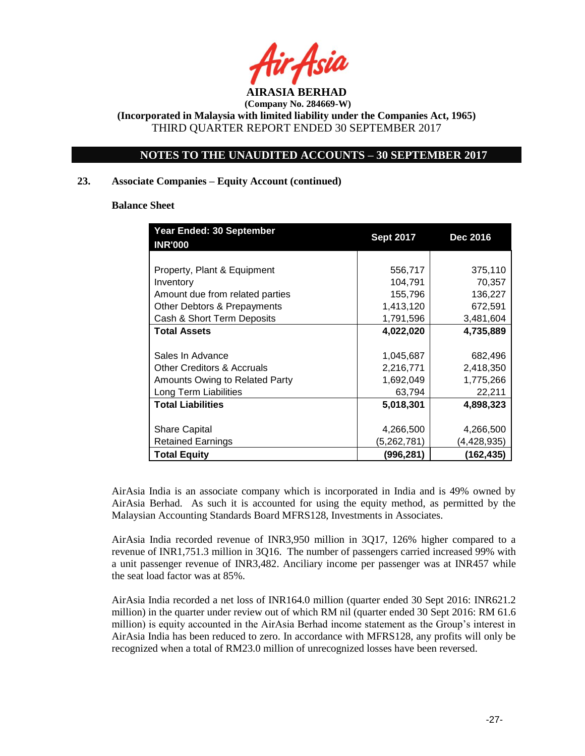**AIRASIA BERHAD**

**(Company No. 284669-W)**

**(Incorporated in Malaysia with limited liability under the Companies Act, 1965)**

THIRD QUARTER REPORT ENDED 30 SEPTEMBER 2017

## NOTES TO THE UNAUDITED ACCOUNTS – 30 SEPTEMBER 2017

### 23. Associate Companies – Equity Account (continued)

**Balance Sheet**

| Year Ended: 30 September<br>INR'000 | Sept 2017 | Dec 2016 |
|---|---|---|
| Property, Plant & Equipment | 556,717 | 375,110 |
| Inventory | 104,791 | 70,357 |
| Amount due from related parties | 155,796 | 136,227 |
| Other Debtors & Prepayments | 1,413,120 | 672,591 |
| Cash & Short Term Deposits | 1,791,596 | 3,481,604 |
| **Total Assets** | **4,022,020** | **4,735,889** |
| Sales In Advance | 1,045,687 | 682,496 |
| Other Creditors & Accruals | 2,216,771 | 2,418,350 |
| Amounts Owing to Related Party | 1,692,049 | 1,775,266 |
| Long Term Liabilities | 63,794 | 22,211 |
| **Total Liabilities** | **5,018,301** | **4,898,323** |
| Share Capital | 4,266,500 | 4,266,500 |
| Retained Earnings | (5,262,781) | (4,428,935) |
| **Total Equity** | **(996,281)** | **(162,435)** |

AirAsia India is an associate company which is incorporated in India and is 49% owned by AirAsia Berhad. As such it is accounted for using the equity method, as permitted by the Malaysian Accounting Standards Board MFRS128, Investments in Associates.

AirAsia India recorded revenue of INR3,950 million in 3Q17, 126% higher compared to a revenue of INR1,751.3 million in 3Q16. The number of passengers carried increased 99% with a unit passenger revenue of INR3,482. Anciliary income per passenger was at INR457 while the seat load factor was at 85%.

AirAsia India recorded a net loss of INR164.0 million (quarter ended 30 Sept 2016: INR621.2 million) in the quarter under review out of which RM nil (quarter ended 30 Sept 2016: RM 61.6 million) is equity accounted in the AirAsia Berhad income statement as the Group's interest in AirAsia India has been reduced to zero. In accordance with MFRS128, any profits will only be recognized when a total of RM23.0 million of unrecognized losses have been reversed.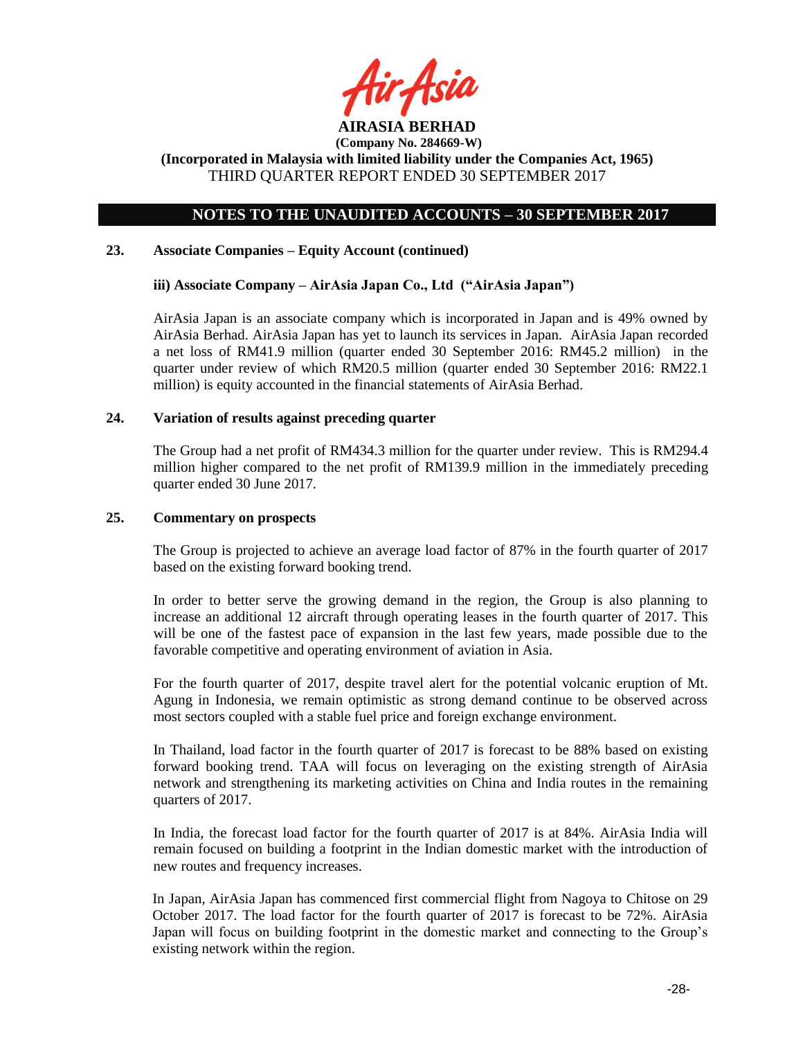## NOTES TO THE UNAUDITED ACCOUNTS – 30 SEPTEMBER 2017

### 23. Associate Companies – Equity Account (continued)

**iii) Associate Company – AirAsia Japan Co., Ltd ("AirAsia Japan")**

AirAsia Japan is an associate company which is incorporated in Japan and is 49% owned by AirAsia Berhad. AirAsia Japan has yet to launch its services in Japan. AirAsia Japan recorded a net loss of RM41.9 million (quarter ended 30 September 2016: RM45.2 million) in the quarter under review of which RM20.5 million (quarter ended 30 September 2016: RM22.1 million) is equity accounted in the financial statements of AirAsia Berhad.

### 24. Variation of results against preceding quarter

The Group had a net profit of RM434.3 million for the quarter under review. This is RM294.4 million higher compared to the net profit of RM139.9 million in the immediately preceding quarter ended 30 June 2017.

### 25. Commentary on prospects

The Group is projected to achieve an average load factor of 87% in the fourth quarter of 2017 based on the existing forward booking trend.

In order to better serve the growing demand in the region, the Group is also planning to increase an additional 12 aircraft through operating leases in the fourth quarter of 2017. This will be one of the fastest pace of expansion in the last few years, made possible due to the favorable competitive and operating environment of aviation in Asia.

For the fourth quarter of 2017, despite travel alert for the potential volcanic eruption of Mt. Agung in Indonesia, we remain optimistic as strong demand continue to be observed across most sectors coupled with a stable fuel price and foreign exchange environment.

In Thailand, load factor in the fourth quarter of 2017 is forecast to be 88% based on existing forward booking trend. TAA will focus on leveraging on the existing strength of AirAsia network and strengthening its marketing activities on China and India routes in the remaining quarters of 2017.

In India, the forecast load factor for the fourth quarter of 2017 is at 84%. AirAsia India will remain focused on building a footprint in the Indian domestic market with the introduction of new routes and frequency increases.

In Japan, AirAsia Japan has commenced first commercial flight from Nagoya to Chitose on 29 October 2017. The load factor for the fourth quarter of 2017 is forecast to be 72%. AirAsia Japan will focus on building footprint in the domestic market and connecting to the Group's existing network within the region.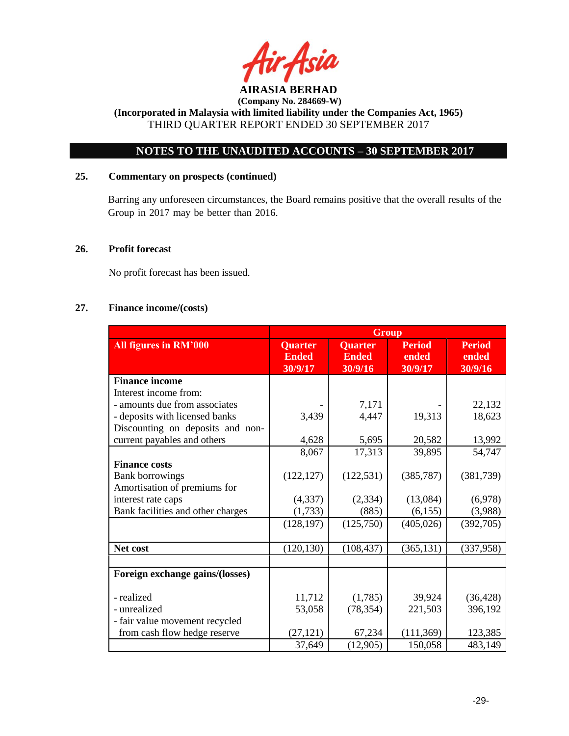**AIRASIA BERHAD**
**(Company No. 284669-W)**
**(Incorporated in Malaysia with limited liability under the Companies Act, 1965)**
THIRD QUARTER REPORT ENDED 30 SEPTEMBER 2017

## NOTES TO THE UNAUDITED ACCOUNTS – 30 SEPTEMBER 2017

### 25. Commentary on prospects (continued)

Barring any unforeseen circumstances, the Board remains positive that the overall results of the Group in 2017 may be better than 2016.

### 26. Profit forecast

No profit forecast has been issued.

### 27. Finance income/(costs)

| | Group | | | |
|---|---|---|---|---|
| **All figures in RM'000** | **Quarter Ended 30/9/17** | **Quarter Ended 30/9/16** | **Period ended 30/9/17** | **Period ended 30/9/16** |
| **Finance income** | | | | |
| Interest income from: | | | | |
| - amounts due from associates | - | 7,171 | - | 22,132 |
| - deposits with licensed banks | 3,439 | 4,447 | 19,313 | 18,623 |
| Discounting on deposits and non-current payables and others | 4,628 | 5,695 | 20,582 | 13,992 |
| | 8,067 | 17,313 | 39,895 | 54,747 |
| **Finance costs** | | | | |
| Bank borrowings | (122,127) | (122,531) | (385,787) | (381,739) |
| Amortisation of premiums for interest rate caps | (4,337) | (2,334) | (13,084) | (6,978) |
| Bank facilities and other charges | (1,733) | (885) | (6,155) | (3,988) |
| | (128,197) | (125,750) | (405,026) | (392,705) |
| **Net cost** | (120,130) | (108,437) | (365,131) | (337,958) |
| | | | | |
| **Foreign exchange gains/(losses)** | | | | |
| - realized | 11,712 | (1,785) | 39,924 | (36,428) |
| - unrealized | 53,058 | (78,354) | 221,503 | 396,192 |
| - fair value movement recycled from cash flow hedge reserve | (27,121) | 67,234 | (111,369) | 123,385 |
| | 37,649 | (12,905) | 150,058 | 483,149 |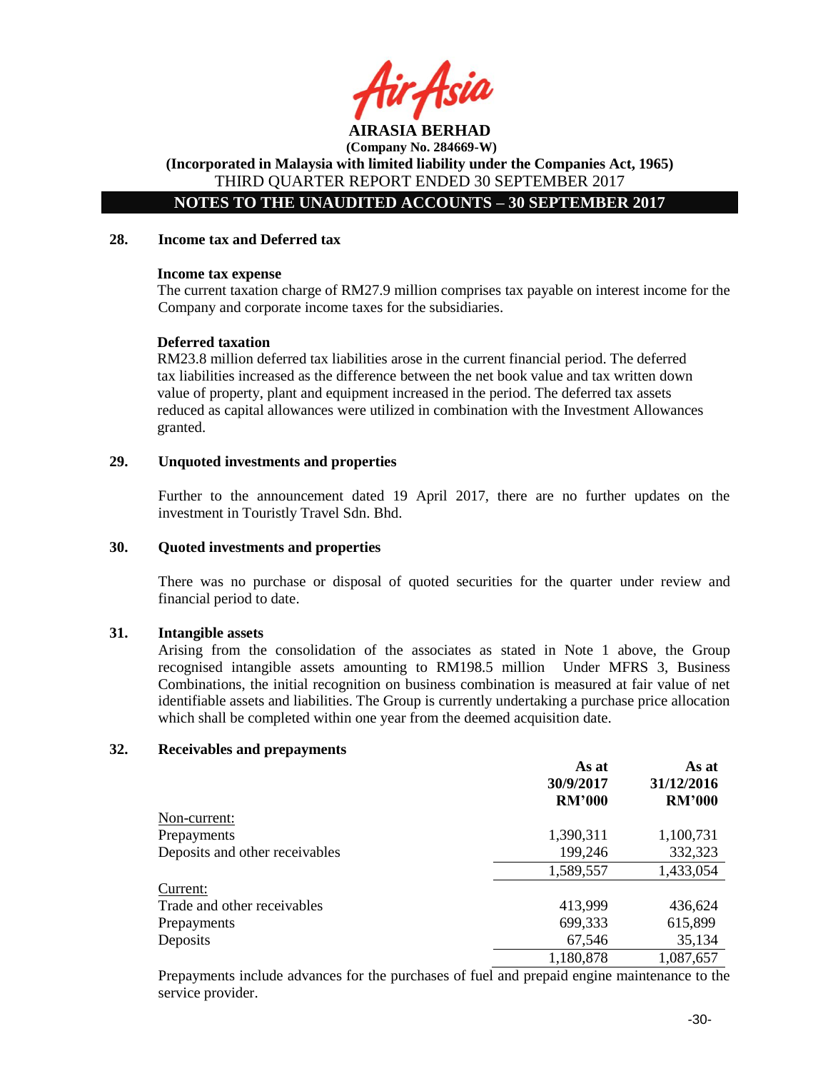**AIRASIA BERHAD**

**(Company No. 284669-W)**

**(Incorporated in Malaysia with limited liability under the Companies Act, 1965)**

THIRD QUARTER REPORT ENDED 30 SEPTEMBER 2017

**NOTES TO THE UNAUDITED ACCOUNTS – 30 SEPTEMBER 2017**

## 28. Income tax and Deferred tax

**Income tax expense**

The current taxation charge of RM27.9 million comprises tax payable on interest income for the Company and corporate income taxes for the subsidiaries.

**Deferred taxation**

RM23.8 million deferred tax liabilities arose in the current financial period. The deferred tax liabilities increased as the difference between the net book value and tax written down value of property, plant and equipment increased in the period. The deferred tax assets reduced as capital allowances were utilized in combination with the Investment Allowances granted.

## 29. Unquoted investments and properties

Further to the announcement dated 19 April 2017, there are no further updates on the investment in Touristly Travel Sdn. Bhd.

## 30. Quoted investments and properties

There was no purchase or disposal of quoted securities for the quarter under review and financial period to date.

## 31. Intangible assets

Arising from the consolidation of the associates as stated in Note 1 above, the Group recognised intangible assets amounting to RM198.5 million Under MFRS 3, Business Combinations, the initial recognition on business combination is measured at fair value of net identifiable assets and liabilities. The Group is currently undertaking a purchase price allocation which shall be completed within one year from the deemed acquisition date.

## 32. Receivables and prepayments

| | As at 30/9/2017 RM'000 | As at 31/12/2016 RM'000 |
|---|---|---|
| Non-current: | | |
| Prepayments | 1,390,311 | 1,100,731 |
| Deposits and other receivables | 199,246 | 332,323 |
| | 1,589,557 | 1,433,054 |
| Current: | | |
| Trade and other receivables | 413,999 | 436,624 |
| Prepayments | 699,333 | 615,899 |
| Deposits | 67,546 | 35,134 |
| | 1,180,878 | 1,087,657 |

Prepayments include advances for the purchases of fuel and prepaid engine maintenance to the service provider.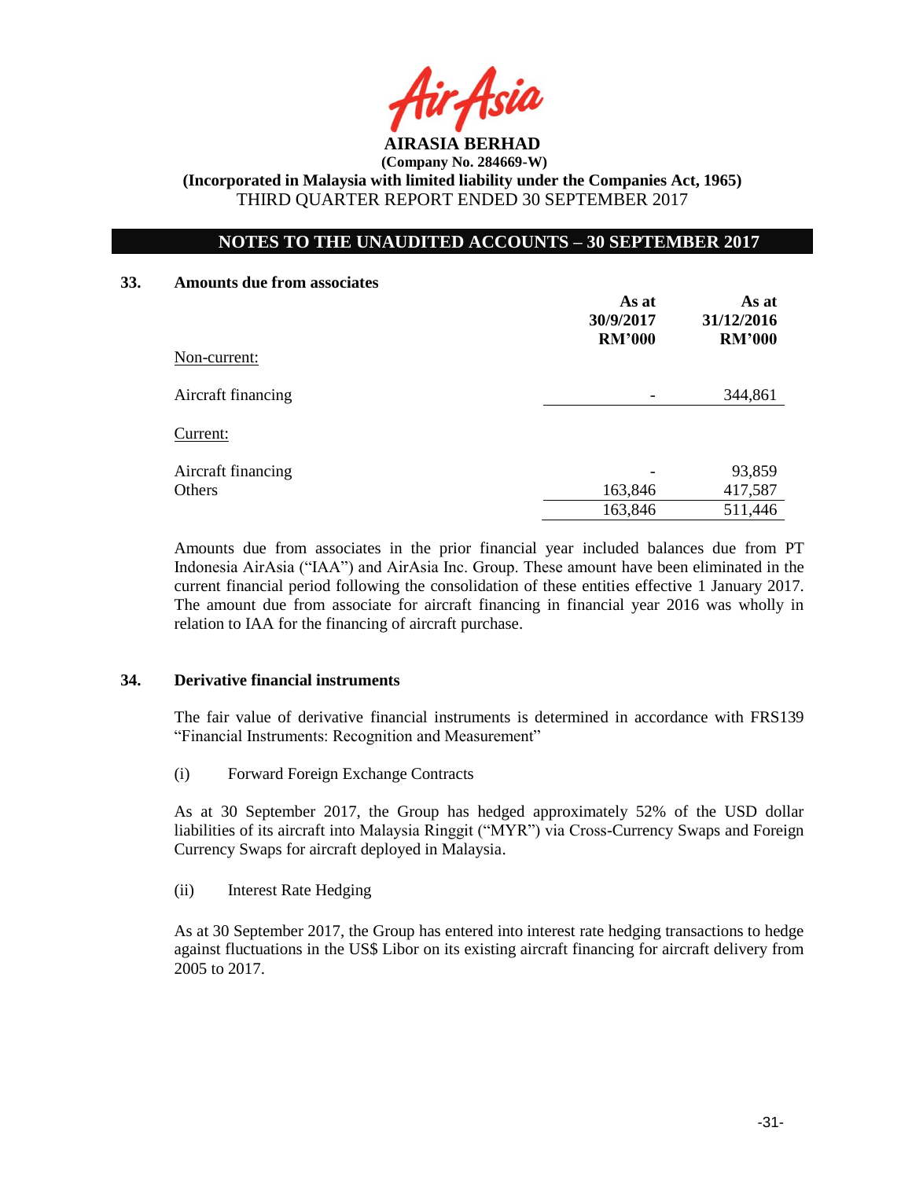## NOTES TO THE UNAUDITED ACCOUNTS – 30 SEPTEMBER 2017

### 33. Amounts due from associates

| | As at 30/9/2017 RM'000 | As at 31/12/2016 RM'000 |
|---|---|---|
| Non-current: | | |
| Aircraft financing | - | 344,861 |
| Current: | | |
| Aircraft financing | - | 93,859 |
| Others | 163,846 | 417,587 |
| | 163,846 | 511,446 |

Amounts due from associates in the prior financial year included balances due from PT Indonesia AirAsia ("IAA") and AirAsia Inc. Group. These amount have been eliminated in the current financial period following the consolidation of these entities effective 1 January 2017. The amount due from associate for aircraft financing in financial year 2016 was wholly in relation to IAA for the financing of aircraft purchase.

### 34. Derivative financial instruments

The fair value of derivative financial instruments is determined in accordance with FRS139 "Financial Instruments: Recognition and Measurement"

(i) Forward Foreign Exchange Contracts

As at 30 September 2017, the Group has hedged approximately 52% of the USD dollar liabilities of its aircraft into Malaysia Ringgit ("MYR") via Cross-Currency Swaps and Foreign Currency Swaps for aircraft deployed in Malaysia.

(ii) Interest Rate Hedging

As at 30 September 2017, the Group has entered into interest rate hedging transactions to hedge against fluctuations in the US$ Libor on its existing aircraft financing for aircraft delivery from 2005 to 2017.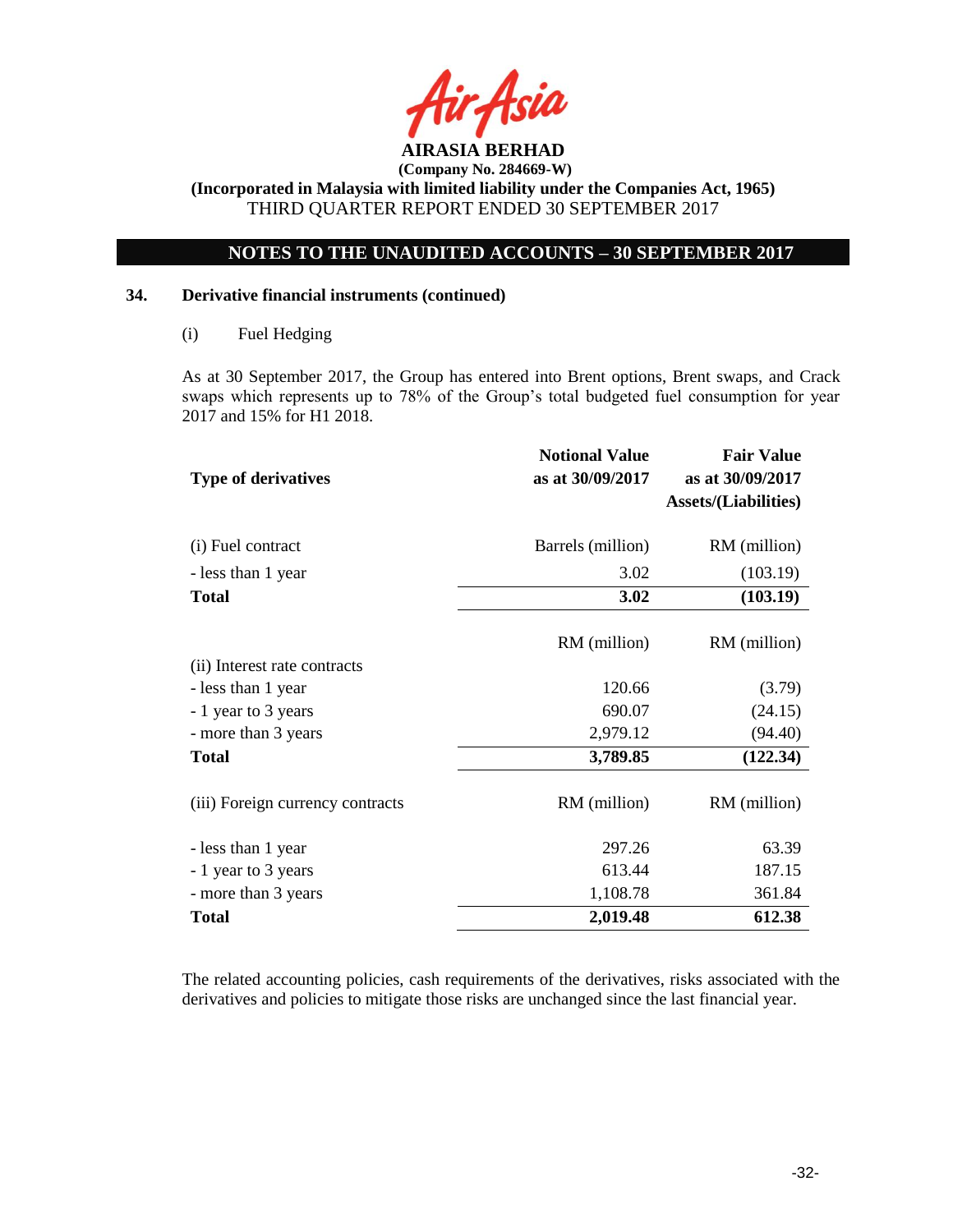**AIRASIA BERHAD**
**(Company No. 284669-W)**
**(Incorporated in Malaysia with limited liability under the Companies Act, 1965)**
THIRD QUARTER REPORT ENDED 30 SEPTEMBER 2017

**NOTES TO THE UNAUDITED ACCOUNTS – 30 SEPTEMBER 2017**

**34. Derivative financial instruments (continued)**

(i) Fuel Hedging

As at 30 September 2017, the Group has entered into Brent options, Brent swaps, and Crack swaps which represents up to 78% of the Group's total budgeted fuel consumption for year 2017 and 15% for H1 2018.

| **Type of derivatives** | **Notional Value as at 30/09/2017** | **Fair Value as at 30/09/2017 Assets/(Liabilities)** |
|---|---|---|
| (i) Fuel contract | Barrels (million) | RM (million) |
| - less than 1 year | 3.02 | (103.19) |
| **Total** | **3.02** | **(103.19)** |
| | RM (million) | RM (million) |
| (ii) Interest rate contracts | | |
| - less than 1 year | 120.66 | (3.79) |
| - 1 year to 3 years | 690.07 | (24.15) |
| - more than 3 years | 2,979.12 | (94.40) |
| **Total** | **3,789.85** | **(122.34)** |
| (iii) Foreign currency contracts | RM (million) | RM (million) |
| - less than 1 year | 297.26 | 63.39 |
| - 1 year to 3 years | 613.44 | 187.15 |
| - more than 3 years | 1,108.78 | 361.84 |
| **Total** | **2,019.48** | **612.38** |

The related accounting policies, cash requirements of the derivatives, risks associated with the derivatives and policies to mitigate those risks are unchanged since the last financial year.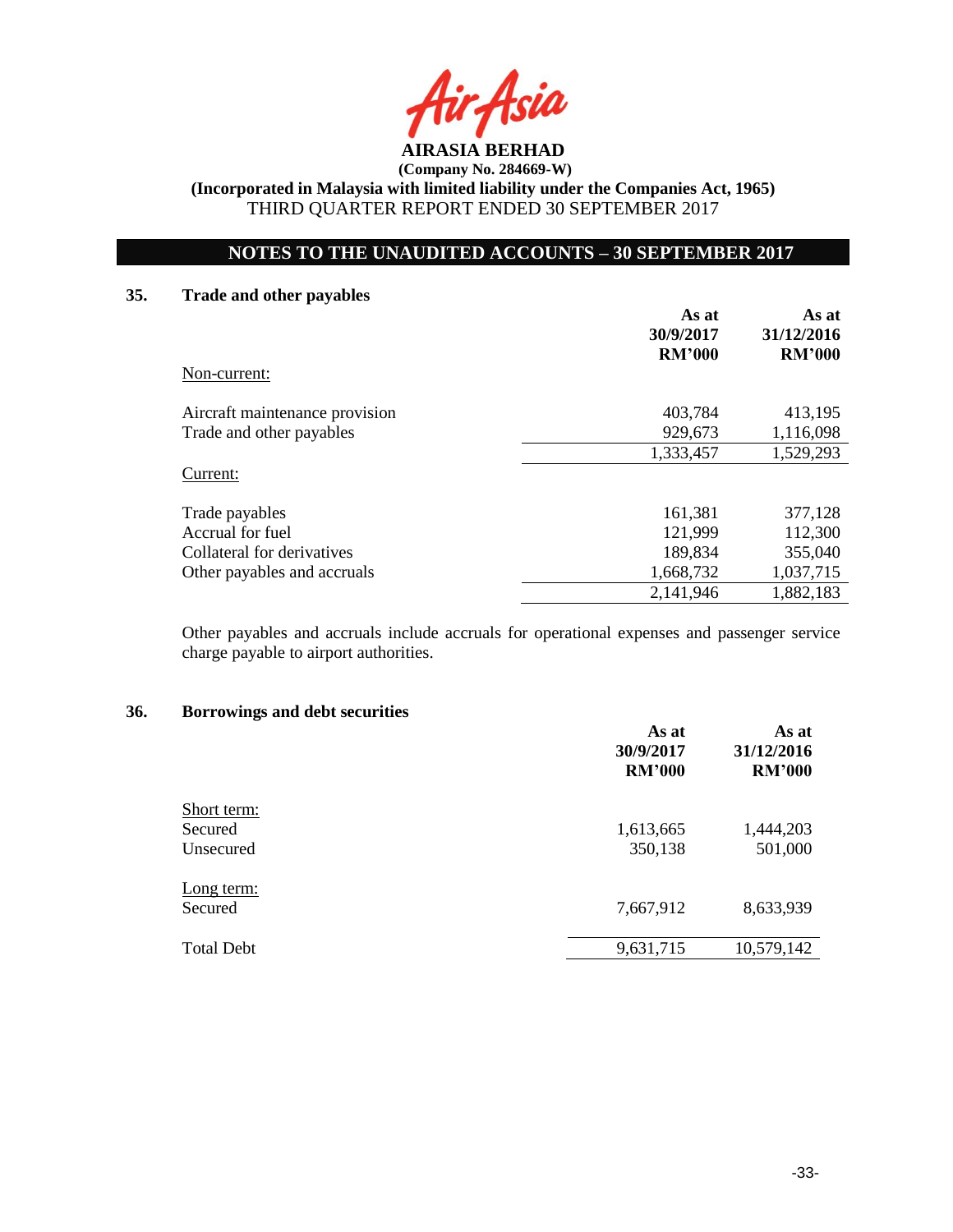**AIRASIA BERHAD**
**(Company No. 284669-W)**
**(Incorporated in Malaysia with limited liability under the Companies Act, 1965)**
THIRD QUARTER REPORT ENDED 30 SEPTEMBER 2017

## NOTES TO THE UNAUDITED ACCOUNTS – 30 SEPTEMBER 2017

### 35. Trade and other payables

| | As at 30/9/2017 RM'000 | As at 31/12/2016 RM'000 |
|---|---|---|
| Non-current: | | |
| Aircraft maintenance provision | 403,784 | 413,195 |
| Trade and other payables | 929,673 | 1,116,098 |
| | 1,333,457 | 1,529,293 |
| Current: | | |
| Trade payables | 161,381 | 377,128 |
| Accrual for fuel | 121,999 | 112,300 |
| Collateral for derivatives | 189,834 | 355,040 |
| Other payables and accruals | 1,668,732 | 1,037,715 |
| | 2,141,946 | 1,882,183 |

Other payables and accruals include accruals for operational expenses and passenger service charge payable to airport authorities.

### 36. Borrowings and debt securities

| | As at 30/9/2017 RM'000 | As at 31/12/2016 RM'000 |
|---|---|---|
| Short term: | | |
| Secured | 1,613,665 | 1,444,203 |
| Unsecured | 350,138 | 501,000 |
| Long term: | | |
| Secured | 7,667,912 | 8,633,939 |
| Total Debt | 9,631,715 | 10,579,142 |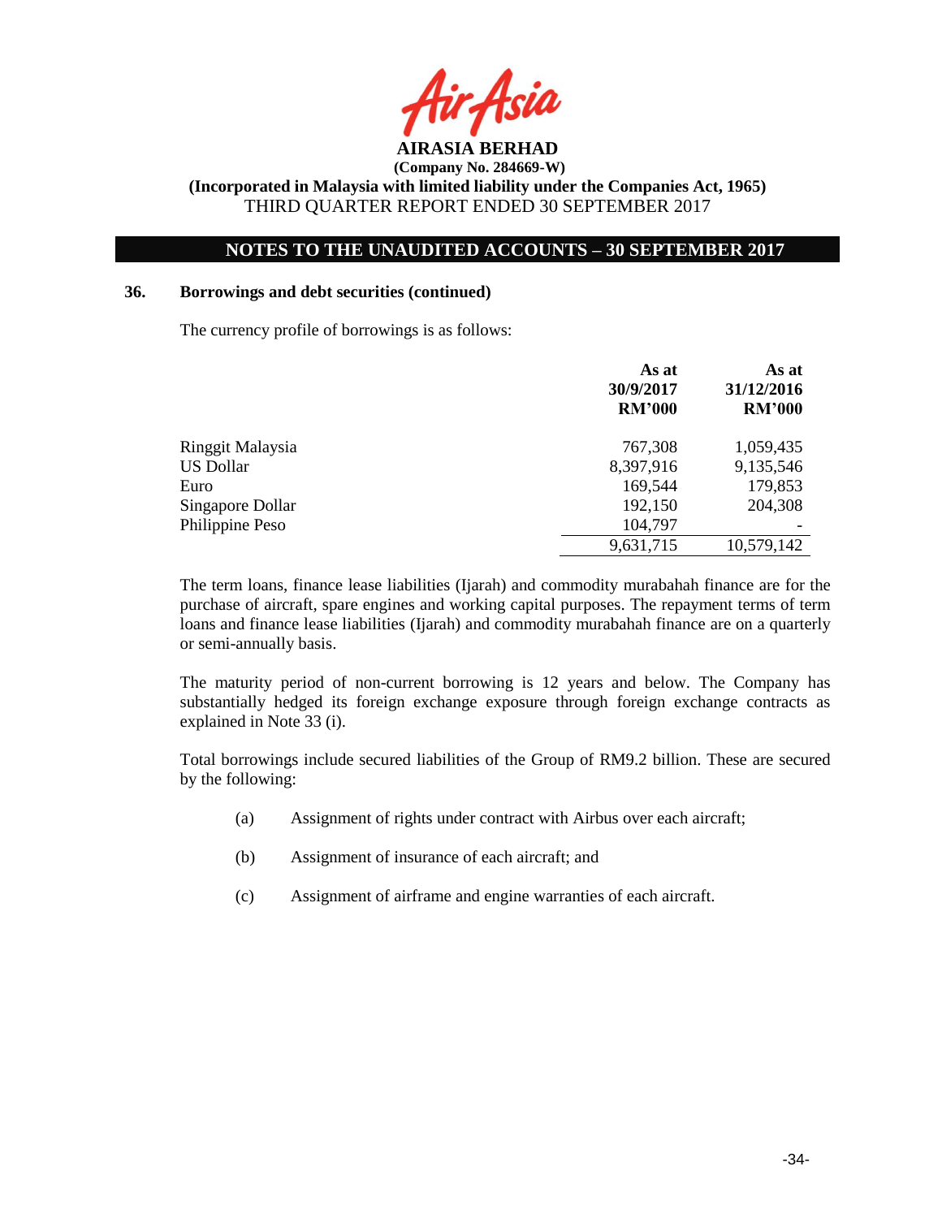## 36. Borrowings and debt securities (continued)

The currency profile of borrowings is as follows:

| | As at 30/9/2017 RM'000 | As at 31/12/2016 RM'000 |
|---|---|---|
| Ringgit Malaysia | 767,308 | 1,059,435 |
| US Dollar | 8,397,916 | 9,135,546 |
| Euro | 169,544 | 179,853 |
| Singapore Dollar | 192,150 | 204,308 |
| Philippine Peso | 104,797 | - |
| | 9,631,715 | 10,579,142 |

The term loans, finance lease liabilities (Ijarah) and commodity murabahah finance are for the purchase of aircraft, spare engines and working capital purposes. The repayment terms of term loans and finance lease liabilities (Ijarah) and commodity murabahah finance are on a quarterly or semi-annually basis.

The maturity period of non-current borrowing is 12 years and below. The Company has substantially hedged its foreign exchange exposure through foreign exchange contracts as explained in Note 33 (i).

Total borrowings include secured liabilities of the Group of RM9.2 billion. These are secured by the following:

(a) Assignment of rights under contract with Airbus over each aircraft;

(b) Assignment of insurance of each aircraft; and

(c) Assignment of airframe and engine warranties of each aircraft.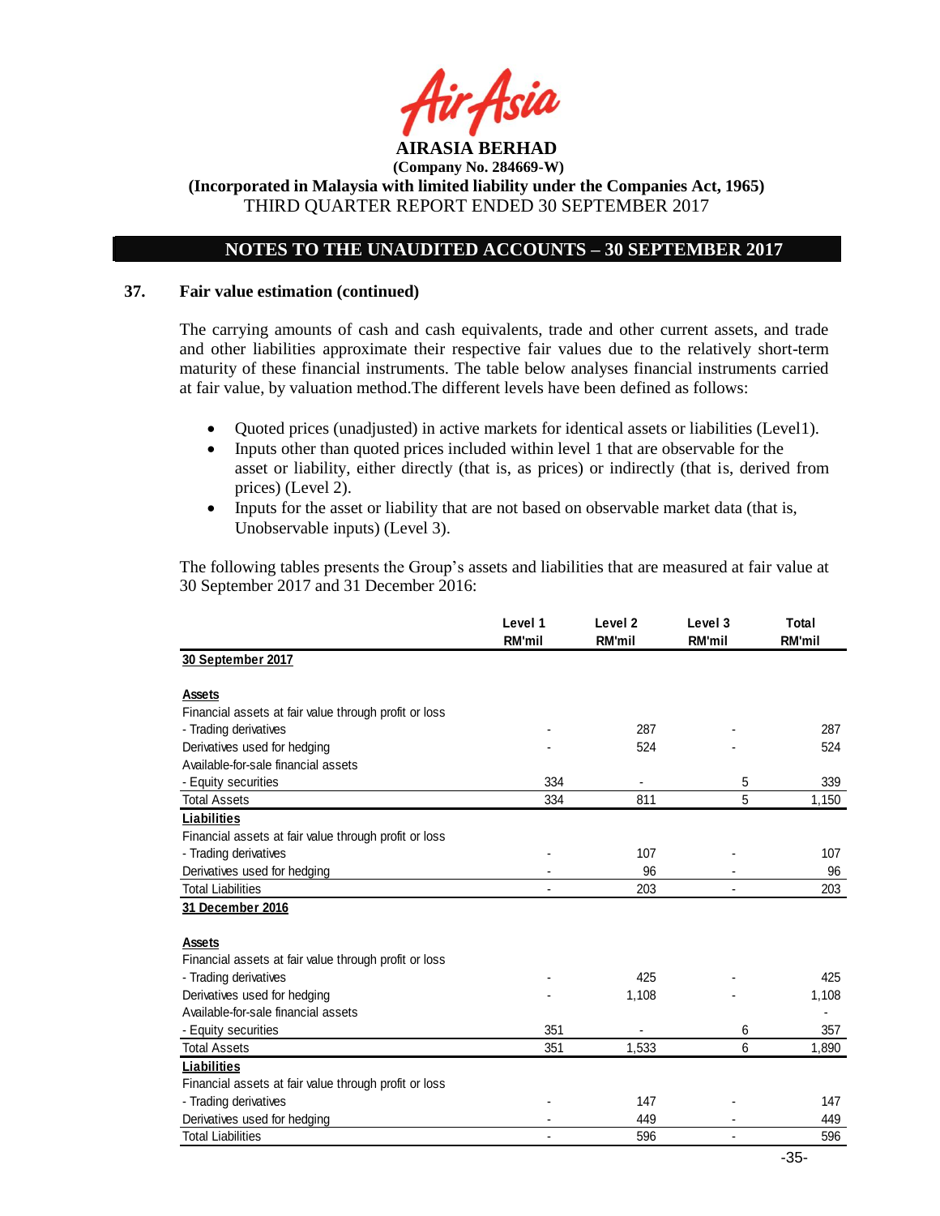AIRASIA BERHAD

(Company No. 284669-W)

(Incorporated in Malaysia with limited liability under the Companies Act, 1965)

THIRD QUARTER REPORT ENDED 30 SEPTEMBER 2017

## NOTES TO THE UNAUDITED ACCOUNTS – 30 SEPTEMBER 2017

### 37. Fair value estimation (continued)

The carrying amounts of cash and cash equivalents, trade and other current assets, and trade and other liabilities approximate their respective fair values due to the relatively short-term maturity of these financial instruments. The table below analyses financial instruments carried at fair value, by valuation method.The different levels have been defined as follows:

- Quoted prices (unadjusted) in active markets for identical assets or liabilities (Level1).
- Inputs other than quoted prices included within level 1 that are observable for the asset or liability, either directly (that is, as prices) or indirectly (that is, derived from prices) (Level 2).
- Inputs for the asset or liability that are not based on observable market data (that is, Unobservable inputs) (Level 3).

The following tables presents the Group's assets and liabilities that are measured at fair value at 30 September 2017 and 31 December 2016:

| | Level 1 RM'mil | Level 2 RM'mil | Level 3 RM'mil | Total RM'mil |
|---|---|---|---|---|
| **30 September 2017** | | | | |
| **Assets** | | | | |
| Financial assets at fair value through profit or loss | | | | |
| - Trading derivatives | - | 287 | - | 287 |
| Derivatives used for hedging | - | 524 | - | 524 |
| Available-for-sale financial assets | | | | |
| - Equity securities | 334 | - | 5 | 339 |
| Total Assets | 334 | 811 | 5 | 1,150 |
| **Liabilities** | | | | |
| Financial assets at fair value through profit or loss | | | | |
| - Trading derivatives | - | 107 | - | 107 |
| Derivatives used for hedging | - | 96 | - | 96 |
| Total Liabilities | - | 203 | - | 203 |
| **31 December 2016** | | | | |
| **Assets** | | | | |
| Financial assets at fair value through profit or loss | | | | |
| - Trading derivatives | - | 425 | - | 425 |
| Derivatives used for hedging | - | 1,108 | - | 1,108 |
| Available-for-sale financial assets | | | | - |
| - Equity securities | 351 | - | 6 | 357 |
| Total Assets | 351 | 1,533 | 6 | 1,890 |
| **Liabilities** | | | | |
| Financial assets at fair value through profit or loss | | | | |
| - Trading derivatives | - | 147 | - | 147 |
| Derivatives used for hedging | - | 449 | - | 449 |
| Total Liabilities | - | 596 | - | 596 |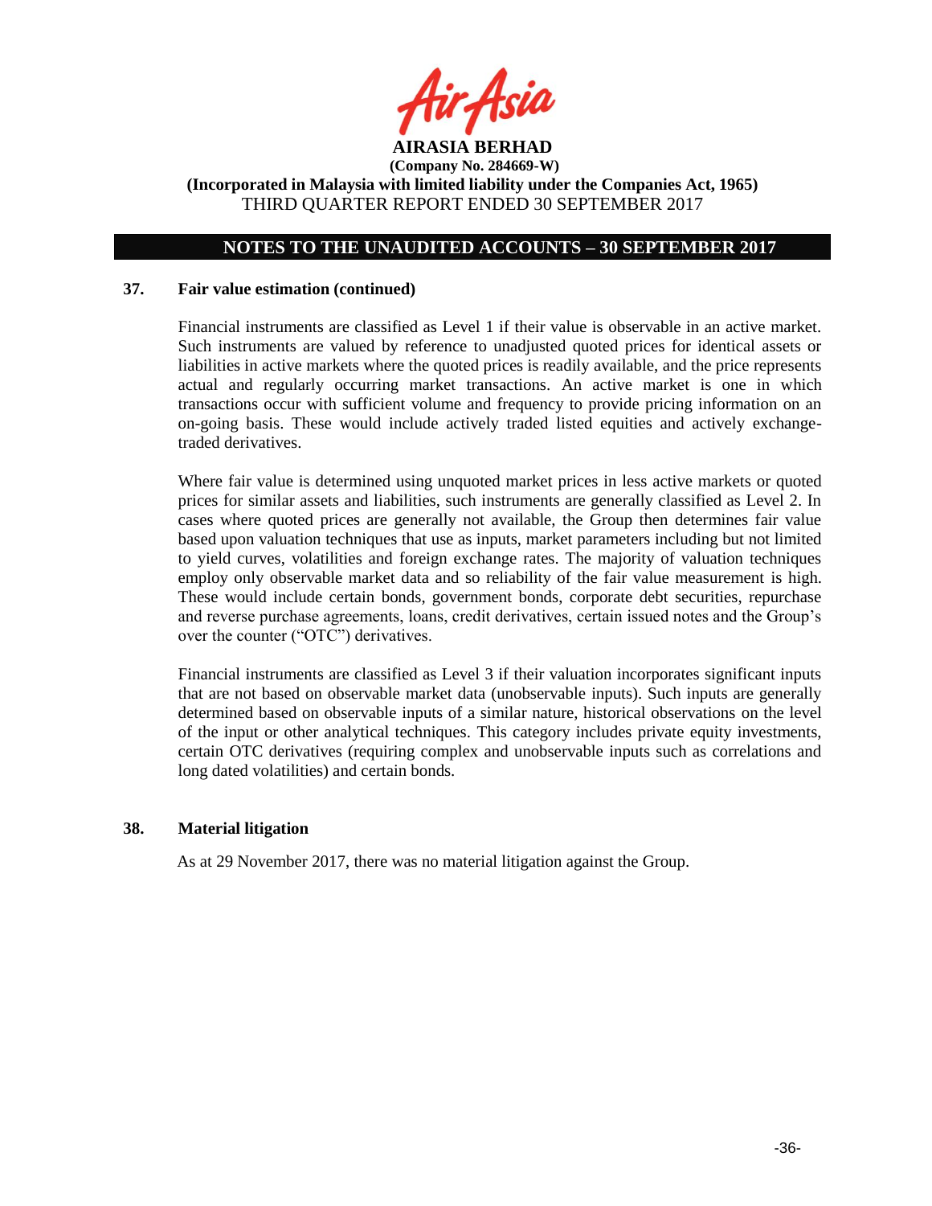## 37. Fair value estimation (continued)

Financial instruments are classified as Level 1 if their value is observable in an active market. Such instruments are valued by reference to unadjusted quoted prices for identical assets or liabilities in active markets where the quoted prices is readily available, and the price represents actual and regularly occurring market transactions. An active market is one in which transactions occur with sufficient volume and frequency to provide pricing information on an on-going basis. These would include actively traded listed equities and actively exchange-traded derivatives.

Where fair value is determined using unquoted market prices in less active markets or quoted prices for similar assets and liabilities, such instruments are generally classified as Level 2. In cases where quoted prices are generally not available, the Group then determines fair value based upon valuation techniques that use as inputs, market parameters including but not limited to yield curves, volatilities and foreign exchange rates. The majority of valuation techniques employ only observable market data and so reliability of the fair value measurement is high. These would include certain bonds, government bonds, corporate debt securities, repurchase and reverse purchase agreements, loans, credit derivatives, certain issued notes and the Group's over the counter ("OTC") derivatives.

Financial instruments are classified as Level 3 if their valuation incorporates significant inputs that are not based on observable market data (unobservable inputs). Such inputs are generally determined based on observable inputs of a similar nature, historical observations on the level of the input or other analytical techniques. This category includes private equity investments, certain OTC derivatives (requiring complex and unobservable inputs such as correlations and long dated volatilities) and certain bonds.

## 38. Material litigation

As at 29 November 2017, there was no material litigation against the Group.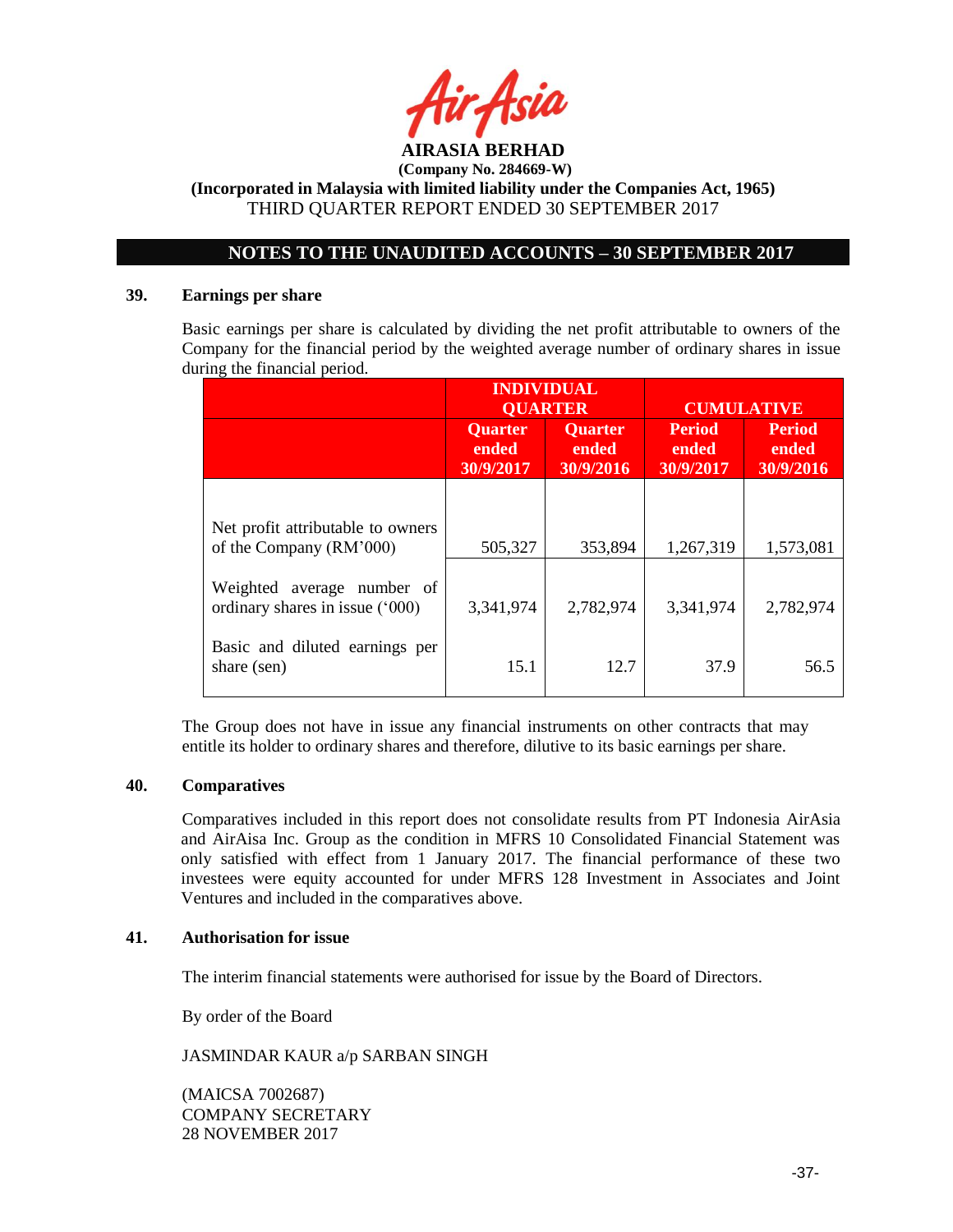**AIRASIA BERHAD**

**(Company No. 284669-W)**

**(Incorporated in Malaysia with limited liability under the Companies Act, 1965)**

THIRD QUARTER REPORT ENDED 30 SEPTEMBER 2017

## NOTES TO THE UNAUDITED ACCOUNTS – 30 SEPTEMBER 2017

### 39. Earnings per share

Basic earnings per share is calculated by dividing the net profit attributable to owners of the Company for the financial period by the weighted average number of ordinary shares in issue during the financial period.

| | INDIVIDUAL QUARTER | | CUMULATIVE | |
|---|---|---|---|---|
| | Quarter ended 30/9/2017 | Quarter ended 30/9/2016 | Period ended 30/9/2017 | Period ended 30/9/2016 |
| Net profit attributable to owners of the Company (RM'000) | 505,327 | 353,894 | 1,267,319 | 1,573,081 |
| Weighted average number of ordinary shares in issue ('000) | 3,341,974 | 2,782,974 | 3,341,974 | 2,782,974 |
| Basic and diluted earnings per share (sen) | 15.1 | 12.7 | 37.9 | 56.5 |

The Group does not have in issue any financial instruments on other contracts that may entitle its holder to ordinary shares and therefore, dilutive to its basic earnings per share.

### 40. Comparatives

Comparatives included in this report does not consolidate results from PT Indonesia AirAsia and AirAisa Inc. Group as the condition in MFRS 10 Consolidated Financial Statement was only satisfied with effect from 1 January 2017. The financial performance of these two investees were equity accounted for under MFRS 128 Investment in Associates and Joint Ventures and included in the comparatives above.

### 41. Authorisation for issue

The interim financial statements were authorised for issue by the Board of Directors.

By order of the Board

JASMINDAR KAUR a/p SARBAN SINGH

(MAICSA 7002687)
COMPANY SECRETARY
28 NOVEMBER 2017